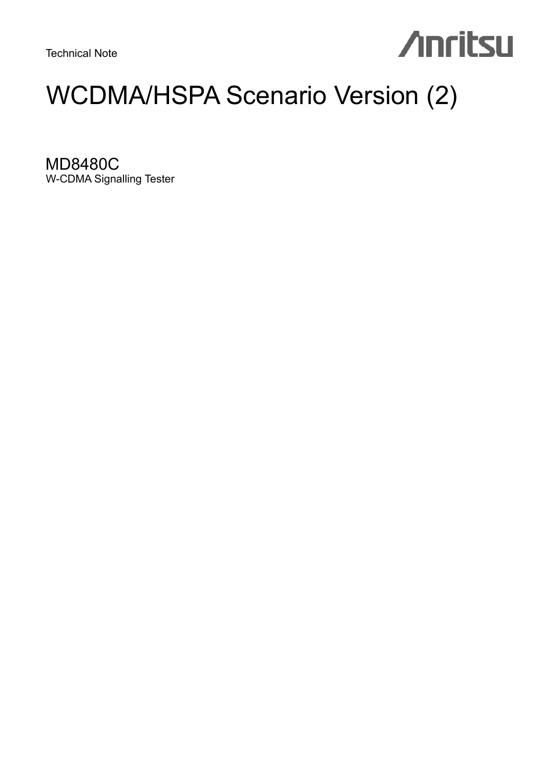Technical Note

Anritsu

# WCDMA/HSPA Scenario Version (2)

## MD8480C

W-CDMA Signalling Tester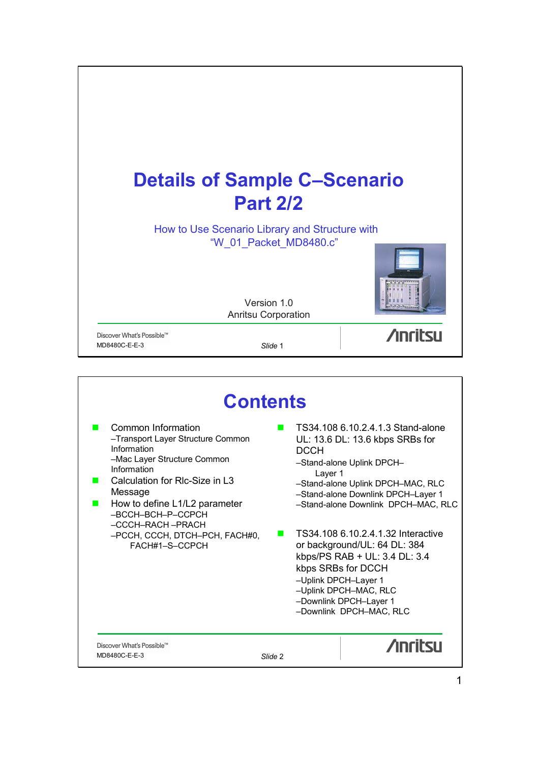# Details of Sample C–Scenario Part 2/2

How to Use Scenario Library and Structure with "W_01_Packet_MD8480.c"

Version 1.0
Anritsu Corporation

# Contents

- Common Information
  - –Transport Layer Structure Common Information
  - –Mac Layer Structure Common Information
- Calculation for Rlc-Size in L3 Message
- How to define L1/L2 parameter
  - –BCCH–BCH–P–CCPCH
  - –CCCH–RACH –PRACH
  - –PCCH, CCCH, DTCH–PCH, FACH#0, FACH#1–S–CCPCH
- TS34.108 6.10.2.4.1.3 Stand-alone UL: 13.6 DL: 13.6 kbps SRBs for DCCH
  - –Stand-alone Uplink DPCH–Layer 1
  - –Stand-alone Uplink DPCH–MAC, RLC
  - –Stand-alone Downlink DPCH–Layer 1
  - –Stand-alone Downlink DPCH–MAC, RLC
- TS34.108 6.10.2.4.1.32 Interactive or background/UL: 64 DL: 384 kbps/PS RAB + UL: 3.4 DL: 3.4 kbps SRBs for DCCH
  - –Uplink DPCH–Layer 1
  - –Uplink DPCH–MAC, RLC
  - –Downlink DPCH–Layer 1
  - –Downlink DPCH–MAC, RLC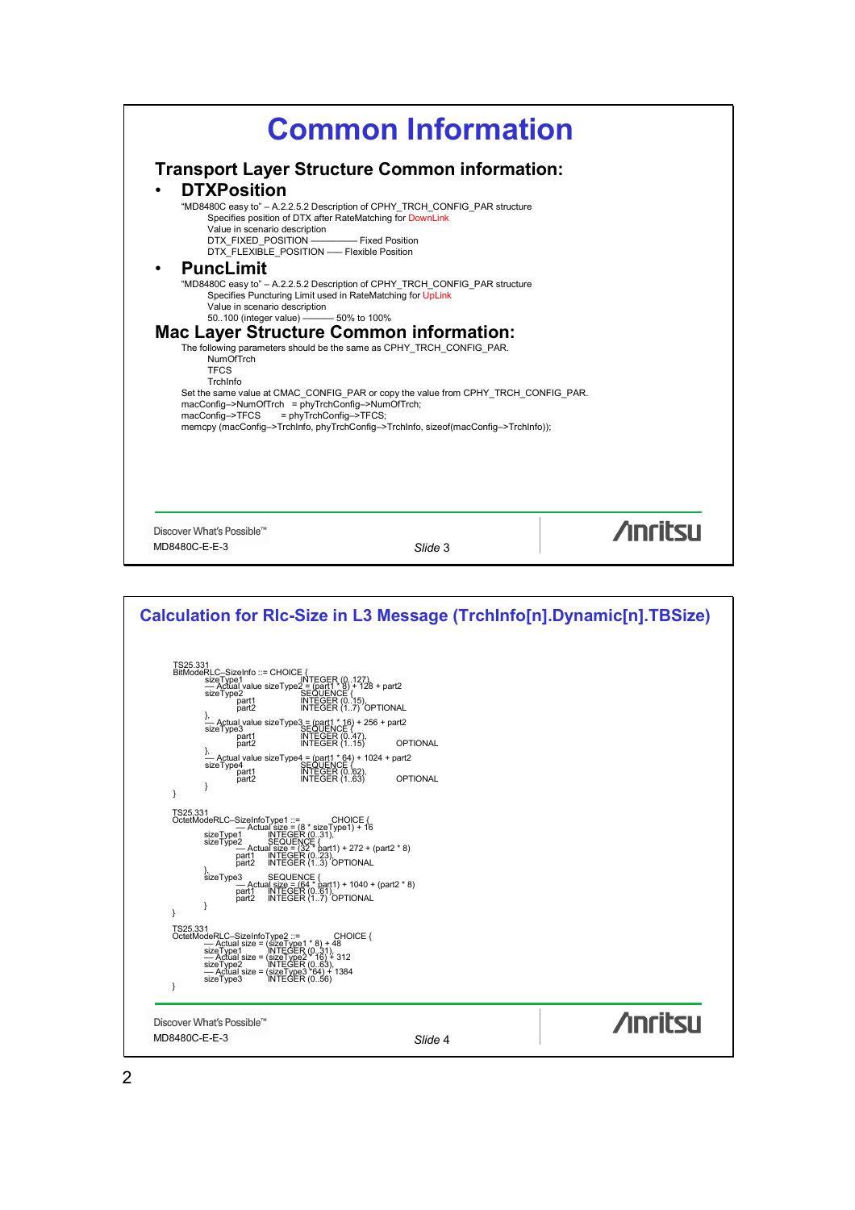# Common Information

## Transport Layer Structure Common information:

- **DTXPosition**

  "MD8480C easy to" – A.2.2.5.2 Description of CPHY_TRCH_CONFIG_PAR structure
  Specifies position of DTX after RateMatching for DownLink
  Value in scenario description
  DTX_FIXED_POSITION ———— Fixed Position
  DTX_FLEXIBLE_POSITION —— Flexible Position

- **PuncLimit**

  "MD8480C easy to" – A.2.2.5.2 Description of CPHY_TRCH_CONFIG_PAR structure
  Specifies Puncturing Limit used in RateMatching for UpLink
  Value in scenario description
  50..100 (integer value) ——— 50% to 100%

## Mac Layer Structure Common information:

The following parameters should be the same as CPHY_TRCH_CONFIG_PAR.

- NumOfTrch
- TFCS
- TrchInfo

Set the same value at CMAC_CONFIG_PAR or copy the value from CPHY_TRCH_CONFIG_PAR.

```
macConfig->NumOfTrch  = phyTrchConfig->NumOfTrch;
macConfig->TFCS       = phyTrchConfig->TFCS;
memcpy (macConfig->TrchInfo, phyTrchConfig->TrchInfo, sizeof(macConfig->TrchInfo));
```

Discover What's Possible™
MD8480C-E-E-3

Slide 3

# Calculation for Rlc-Size in L3 Message (TrchInfo[n].Dynamic[n].TBSize)

```
TS25.331
BitModeRLC-SizeInfo ::= CHOICE {
    sizeType1           INTEGER (0..127),
    -- Actual value sizeType2 = (part1 * 8) + 128 + part2
    sizeType2           SEQUENCE {
        part1           INTEGER (0..15),
        part2           INTEGER (1..7) OPTIONAL
    },
    -- Actual value sizeType3 = (part1 * 16) + 256 + part2
    sizeType3           SEQUENCE {
        part1           INTEGER (0..47),
        part2           INTEGER (1..15)        OPTIONAL
    },
    -- Actual value sizeType4 = (part1 * 64) + 1024 + part2
    sizeType4           SEQUENCE {
        part1           INTEGER (0..62),
        part2           INTEGER (1..63)        OPTIONAL
    }
}

TS25.331
OctetModeRLC-SizeInfoType1 ::=          CHOICE {
        -- Actual size = (8 * sizeType1) + 16
    sizeType1       INTEGER (0..31),
    sizeType2       SEQUENCE {
        -- Actual size = (32 * part1) + 272 + (part2 * 8)
        part1       INTEGER (0..23),
        part2       INTEGER (1..3) OPTIONAL
    },
    sizeType3       SEQUENCE {
        -- Actual size = (64 * part1) + 1040 + (part2 * 8)
        part1       INTEGER (0..61),
        part2       INTEGER (1..7) OPTIONAL
    }
}

TS25.331
OctetModeRLC-SizeInfoType2 ::=          CHOICE {
    -- Actual size = (sizeType1 * 8) + 48
    sizeType1       INTEGER (0..31),
    -- Actual size = (sizeType2 * 16) + 312
    sizeType2       INTEGER (0..63),
    -- Actual size = (sizeType3 *64) + 1384
    sizeType3       INTEGER (0..56)
}
```

Discover What's Possible™
MD8480C-E-E-3

Slide 4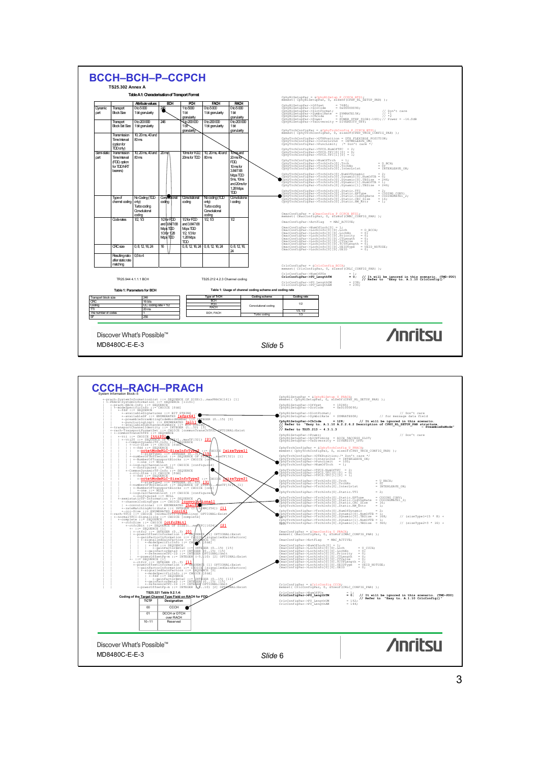# BCCH–BCH–P–CCPCH

**TS25.302 Annex A**

**Table A.1: Characterisation of Transport Format**

| | | Attribute values | BCH | PCH | FACH | RACH |
|---|---|---|---|---|---|---|
| Dynamic part | Transport Block Size | 0 to 5000 1 bit granularity | 246 | 1 to 5000 1 bit granularity | 0 to 5000 1 bit granularity | 0 to 5000 1 bit granularity |
| | Transport Block Set Size | 0 to 200000 1 bit granularity | 246 | 1 to 200000 1 bit granularity | 0 to 200000 1 bit granularity | 0 to 200000 1 bit granularity |
| | Transmission Time Interval (option for TDD only) | 10, 20 ms, 40 and 80 ms | | | | |
| Semi-static part | Transmission Time Interval (FDD, option for TDD NRT bearers) | 10, 20 ms, 40 and 80 ms | 20 ms | 10 ms for FDD 20 ms for TDD | 10, 20 ms, 40 and 80 ms | 10 ms and 20 ms for FDD, 10 ms for 3.84/7.68 Mcps TDD 5 ms, 10 ms and 20 ms for 1.28 Mcps TDD |
| | Type of channel coding | No Coding (TDD only) Turbo coding Convolutional coding | Convolutional coding | Convolutional coding | No coding (TDD only) Turbo coding Convolutional coding | Convolutional coding |
| | Code rates | 1/2, 1/3 | 1/2 for FDD and 3.84/7.68 Mcps TDD 1/3 for 1.28 Mcps TDD | 1/2 for FDD and 3.84/7.68 Mcps TDD 1/2, 1/3 for 1.28 Mcps TDD | 1/2, 1/3 | 1/2 |
| | CRC size | 0, 8, 12, 16, 24 | 16 | 0, 8, 12, 16, 24 | 0, 8, 12, 16, 24 | 0, 8, 12, 16, 24 |
| | Resulting ratio after static rate matching | 0.5 to 4 | | | | |

TR25.944 4.1.1.1 BCH

**Table 1: Parameters for BCH**

| | |
|---|---|
| Transport block size | 246 |
| CRC | 16 bits |
| Coding | CC, coding rate = 1/2 |
| TTI | 20 ms |
| The number of codes | 1 |
| SF | 256 |

TS25.212 4.2.3 Channel coding

**Table 1: Usage of channel coding scheme and coding rate**

| Type of TrCH | Coding scheme | Coding rate |
|---|---|---|
| BCH | Convolutional coding | 1/2 |
| PCH | | |
| RACH | | |
| DCH, FACH | | 1/3, 1/2 |
| | Turbo coding | 1/3 |

```
CphyRlSetupPar = &CphyRlSetup_P_CCPCH_BTS1;
memset( CphyRlSetupPar, 0, sizeof(CPHY_RL_SETUP_PAR) );

CphyRlSetupPar->Offset        = 7680;
CphyRlSetupPar->ScrCode       = 0x00000030;
CphyRlSetupPar->SlotFormat;                          // Don't care
CphyRlSetupPar->SymbolRate    = SYMRATE15K;          // *1
CphyRlSetupPar->ChCode        = 1;                   // *2
CphyRlSetupPar->Power         = POWER_STEP_DLDB(-160); // Power = -16.0dB
CphyRlSetupPar->TxDiversity   = DIVERSITY_OFF;

CphyTrchConfigPar = &CphyTrchConfig_P_CCPCH_BTS1;
memset( CphyTrchConfigPar, 0, sizeof(CPHY_TRCH_CONFIG_PAR) );

CphyTrchConfigPar->DTXPosition = DTX_FLEXIBLE_POSITION;
CphyTrchConfigPar->Interlv2nd  = INTERLEAVE_ON;
CphyTrchConfigPar->Punclimit;  /* Don't care */

CphyTrchConfigPar->TFCS.NumOfTFC = 2;
CphyTrchConfigPar->TFCS.TFC[0][0] = 0;
CphyTrchConfigPar->TFCS.TFC[1][0] = 1;

CphyTrchConfigPar->NumOfTrch   = 1;
CphyTrchConfigPar->TrchInfo[0].Trch     = D_BCH;
CphyTrchConfigPar->TrchInfo[0].TrchNo   = 0;
CphyTrchConfigPar->TrchInfo[0].InterLvlst = INTERLEAVE_ON;

CphyTrchConfigPar->TrchInfo[0].NumOfDynamic = 2;
CphyTrchConfigPar->TrchInfo[0].Dynamic[0].NumOfTB = 0;
CphyTrchConfigPar->TrchInfo[0].Dynamic[0].TBSize  = 246;
CphyTrchConfigPar->TrchInfo[0].Dynamic[1].NumOfTB = 1;
CphyTrchConfigPar->TrchInfo[0].Dynamic[1].TBSize  = 246;

CphyTrchConfigPar->TrchInfo[0].Static.TTI        = 2;
CphyTrchConfigPar->TrchInfo[0].Static.EPType     = CODING_CONV;
CphyTrchConfigPar->TrchInfo[0].Static.CodingRate = CODINGRATE1_2;
CphyTrchConfigPar->TrchInfo[0].Static.CRC_Size   = 16;
CphyTrchConfigPar->TrchInfo[0].Static.RM_Attr    = 1;

CmacConfigPar = &CmacConfig_P_CCPCH_BTS1;
memset( CmacConfigPar, 0, sizeof(CMAC_CONFIG_PAR) );

CmacConfigPar->ActFlag    = MAC_ACTIVE;

CmacConfigPar->NumOfLoch[0] = 1;
CmacConfigPar->LochInfo[0][0].Loch     = D_BCCH;
CmacConfigPar->LochInfo[0][0].LochNo   = 0;
CmacConfigPar->LochInfo[0][0].Priority = 0;
CmacConfigPar->LochInfo[0][0].CTLength = 0;
CmacConfigPar->LochInfo[0][0].CTValue  = 0;
CmacConfigPar->LochInfo[0][0].TCTFLength = 0;
CmacConfigPar->LochInfo[0][0].UEIDType = UEID_NOTUSE;
CmacConfigPar->LochInfo[0][0].UEID     = 0;

CrlcConfigPar = &CrlcConfig_BCCH;
memset( CrlcConfigPar, 0, sizeof(CRLC_CONFIG_PAR) );

CrlcConfigPar->NumOfPUs    = 1;
CrlcConfigPar->PU_LengthTM = 0;  // It will be ignored in this scenario. (TMD-PDU)
                                 // Refer to "Easy to. A.1.10 CrlcConfig()"
CrlcConfigPar->PU_LengthUM = 238;
CrlcConfigPar->PU_LengthAM = 230;
```

Discover What's Possible™

MD8480C-E-E-3

*Slide 5*

---

# CCCH–RACH–PRACH

System Information Block–5

```
+-prach-SystemInformationList ::= SEQUENCE OF SIZE(1..maxPRACH[16]) [1]
  +-PRACH-SystemInformation ::= SEQUENCE [11101]
    +-prach-RACH-Info ::= SEQUENCE
      +-modeSpecificInfo ::= CHOICE [fdd]
        +-fdd ::= SEQUENCE
          +-availableSignatures ::= BIT STRING
          +-availableSF ::= ENUMERATED [sfpr64]
          +-preambleScramblingCodeWordNumber ::= INTEGER (0..15) [0]
          +-puncturingLimit ::= ENUMERATED [pl1]
          +-availableSubChannelNumbers ::= BIT STRING
    +-transportChannelIdentity ::= INTEGER (1..32) [5]
    +-rach-TransportFormatSet ::= CHOICE [commonTransChTFS] OPTIONAL:Exist
      +-commonTransChTFS ::= SEQUENCE
        +-tti ::= CHOICE [tti20]
          +-tti20 ::= SEQUENCE OF SIZE(1..maxTF[32]) [2]
            +-CommonDynamicTF-Info ::= SEQUENCE
              +-rlc-Size ::= CHOICE [fdd]
                +-fdd ::= SEQUENCE
                  +-octetModeRLC-SizeInfoType2 ::= CHOICE [sizeType1]
                    +-sizeType1 ::= INTEGER (0..127) [15]
              +-numberOfTbSizeList ::= SEQUENCE OF SIZE(1..maxTF[32]) [1]
                +-NumberOfTransportBlocks ::= CHOICE [one]
                  +-one ::= NULL
              +-logicalChannelList ::= CHOICE [configured]
                +-configured ::= NULL
            +-CommonDynamicTF-Info ::= SEQUENCE
              +-rlc-Size ::= CHOICE [fdd]
                +-fdd ::= SEQUENCE
                  +-octetModeRLC-SizeInfoType2 ::= CHOICE [sizeType2]
                    +-sizeType2 ::= INTEGER (0..63) [3]
              +-numberOfTbSizeList ::= SEQUENCE OF SIZE(1..maxTF[32]) [1]
                +-NumberOfTransportBlocks ::= CHOICE [one]
                  +-one ::= NULL
              +-logicalChannelList ::= CHOICE [configured]
                +-configured ::= NULL
        +-semistaticTF-Information ::= SEQUENCE
          +-channelCodingType ::= CHOICE [convolutional]
            +-convolutional ::= ENUMERATED [half]
          +-rateMatchingAttribute ::= INTEGER (1..hiRM[256]) [1]
          +-crc-Size ::= ENUMERATED [crc16]
    +-rach-TFCS ::= CHOICE [normalTFCI-Signalling] OPTIONAL:Exist
      +-normalTFCI-Signalling ::= CHOICE [complete]
        +-complete ::= SEQUENCE
          +-ctfcSize ::= CHOICE [ctfc2Bit]
            +-ctfc2Bit ::= SEQUENCE OF SIZE(1..maxTFC[1024]) [2]
              +- ::= SEQUENCE [1]
                +-ctfc2 ::= INTEGER (0..3) [0]
                +-powerOffsetInformation ::= SEQUENCE [1] OPTIONAL:Exist
                  +-gainFactorInformation ::= CHOICE [signalledGainFactors]
                    +-signalledGainFactors ::= SEQUENCE [0]
                      +-modeSpecificInfo ::= CHOICE [fdd]
                        +-fdd ::= SEQUENCE
                          +-gainFactorBetaC ::= INTEGER (0..15) [15]
                      +-gainFactorBetaD ::= INTEGER (0..15) [15]
                      +-referenceTFC-ID ::= INTEGER OPTIONAL:Omit
                  +-powerOffsetPp-m ::= INTEGER (-5..10) [2] OPTIONAL:Exist
              +- ::= SEQUENCE [1]
                +-ctfc2 ::= INTEGER (0..3) [1]
                +-powerOffsetInformation ::= SEQUENCE [1] OPTIONAL:Exist
                  +-gainFactorInformation ::= CHOICE [signalledGainFactors]
                    +-signalledGainFactors ::= SEQUENCE [0]
                      +-modeSpecificInfo ::= CHOICE [fdd]
                        +-fdd ::= SEQUENCE
                          +-gainFactorBetaC ::= INTEGER (0..15) [11]
                      +-gainFactorBetaD ::= INTEGER (0..15) [15]
                      +-referenceTFC-ID ::= INTEGER OPTIONAL:Omit
                  +-powerOffsetPp-m ::= INTEGER (-5..10) [2] OPTIONAL:Exist
```

TS25.321 Table 9.2.1.4:

**Coding of the Target Channel Type Field on RACH for FDD**

| TCTF | Designation |
|---|---|
| 00 | CCCH |
| 01 | DCCH or DTCH over RACH |
| 10–11 | Reserved |

```
CphyRlSetupPar = &CphyRlSetup_U_PRACH;
memset( CphyRlSetupPar, 0, sizeof(CPHY_RL_SETUP_PAR) );

CphyRlSetupPar->Offset        = 10240;
CphyRlSetupPar->ScrCode       = 0x01000000;

CphyRlSetupPar->SlotFormat;                          // Don't care
CphyRlSetupPar->SymbolRate    = SYMRATE60K;          // for message data field
CphyRlSetupPar->ChCode        = 128;  // It will be ignored in this scenario.
// Refer to "Easy to. A.1.10 A.2.2.6.2 Description of CPHY_RL_SETUP_PAR structure
//                                                              - PreambleRxMode"
// Refer to TS25.213 - 4.3.1.3

CphyRlSetupPar->Power;                               // Don't care
CphyRlSetupPar->AICHTiming    = AICH_TACCESS_2SLOT;
CphyRlSetupPar->TxDiversity   = DIVERSITY_OFF;

CphyTrchConfigPar = &CphyTrchConfig_U_PRACH;
memset( CphyTrchConfigPar, 0, sizeof(CPHY_TRCH_CONFIG_PAR) );

CphyTrchConfigPar->DTXPosition;/* Don't care */
CphyTrchConfigPar->Interlv2nd  = INTERLEAVE_ON;
CphyTrchConfigPar->Punclimit   = 100;
CphyTrchConfigPar->NumOfTrch   = 1;

CphyTrchConfigPar->TFCS.NumOfTFC = 2;
CphyTrchConfigPar->TFCS.TFC[0][0] = 0;
CphyTrchConfigPar->TFCS.TFC[1][0] = 1;

CphyTrchConfigPar->TrchInfo[0].Trch      = U_RACH;
CphyTrchConfigPar->TrchInfo[0].TrchNo    = 0;
CphyTrchConfigPar->TrchInfo[0].InterLvlst = INTERLEAVE_ON;

CphyTrchConfigPar->TrchInfo[0].Static.TTI        = 2;

CphyTrchConfigPar->TrchInfo[0].Static.EPType     = CODING_CONV;
CphyTrchConfigPar->TrchInfo[0].Static.CodingRate = CODINGRATE1_2;
CphyTrchConfigPar->TrchInfo[0].Static.CRC_Size   = 16;
CphyTrchConfigPar->TrchInfo[0].Static.RM_Attr    = 1;

CphyTrchConfigPar->TrchInfo[0].NumOfDynamic = 2;
CphyTrchConfigPar->TrchInfo[0].Dynamic[0].NumOfTB = 1;
CphyTrchConfigPar->TrchInfo[0].Dynamic[0].TBSize  = 168;   // (sizeType1=15 * 8) +
CphyTrchConfigPar->TrchInfo[0].Dynamic[1].NumOfTB = 1;
CphyTrchConfigPar->TrchInfo[0].Dynamic[1].TBSize  = 360;   // (sizeType2=3 * 16) +

CmacConfigPar = &CmacConfig_U_PRACH;
memset( CmacConfigPar, 0, sizeof(CMAC_CONFIG_PAR) );

CmacConfigPar->ActFlag    = MAC_ACTIVE;

CmacConfigPar->NumOfLoch[0] = 1;
CmacConfigPar->LochInfo[0][0].Loch     = U_CCCH;
CmacConfigPar->LochInfo[0][0].LochNo   = 0;
CmacConfigPar->LochInfo[0][0].Priority = 0;
CmacConfigPar->LochInfo[0][0].CTLength = 0;
CmacConfigPar->LochInfo[0][0].CTValue  = 0;
CmacConfigPar->LochInfo[0][0].TCTFLength = 2;
CmacConfigPar->LochInfo[0][0].UEIDType = UEID_NOTUSE;
CmacConfigPar->LochInfo[0][0].UEID     = 0;

CrlcConfigPar = &CrlcConfig_CCCH;
memset( CrlcConfigPar, 0, sizeof(CRLC_CONFIG_PAR) );

CrlcConfigPar->NumOfPUs    = 1;
CrlcConfigPar->PU_LengthTM = 0;  // It will be ignored in this scenario. (TMD-PDU)
                                 // Refer to "Easy to. A.1.10 CrlcConfig()"
CrlcConfigPar->PU_LengthUM = 152;
CrlcConfigPar->PU_LengthAM = 144;
```

Discover What's Possible™

MD8480C-E-E-3

*Slide 6*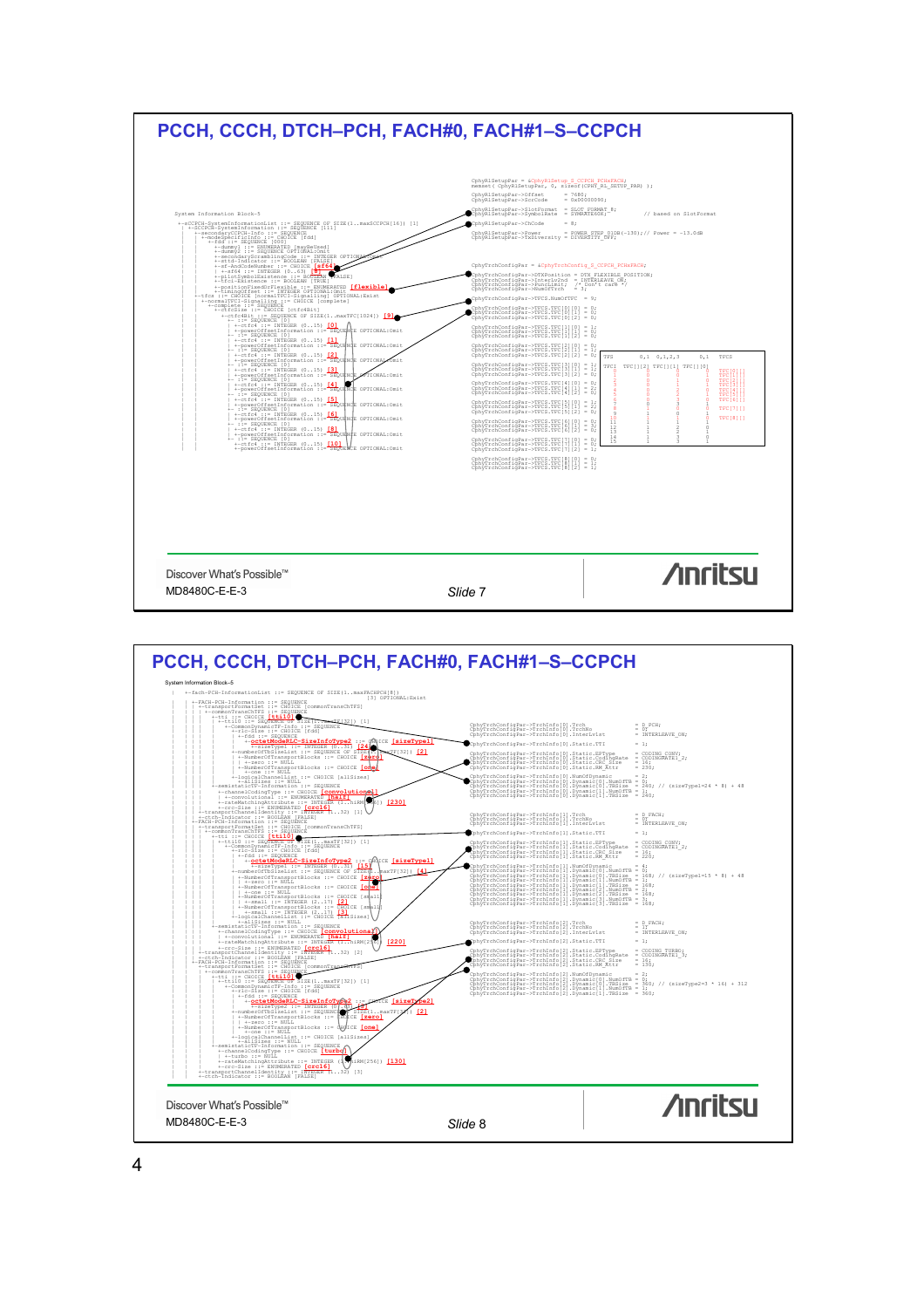# PCCH, CCCH, DTCH–PCH, FACH#0, FACH#1–S–CCPCH

System Information Block–5

```
--sCCPCH-SystemInformationList ::= SEQUENCE OF SIZE(1..maxSCCPCH[16]) [1]
  +-SCCPCH-SystemInformation ::= SEQUENCE [111]
    +-secondaryCCPCH-Info ::= SEQUENCE
      +-modeSpecificInfo ::= CHOICE [fdd]
        +-fdd ::= SEQUENCE [000]
          +-dummy1 ::= ENUMERATED [maySecond]
          +-dummy2 ::= SEQUENCE OPTIONAL:Omit
          +-secondaryScramblingCode ::= INTEGER OPTIONAL:Omit
          +-sttd-Indicator ::= BOOLEAN [FALSE]
          +-sf-AndCodeNumber ::= CHOICE [sf64]
          | +-sf64 ::= INTEGER [0..63] [8]
          +-pilotSymbolExistence ::= BOOLEAN [FALSE]
          +-tfci-Existence ::= BOOLEAN [TRUE]
          +-positionFixedOrFlexible ::= ENUMERATED [flexible]
          +-timingOffset ::= INTEGER OPTIONAL:Omit
    +-tfcs ::= CHOICE [normalTFCI-Signalling] OPTIONAL:Exist
      +-normalTFCI-Signalling ::= CHOICE [complete]
        +-complete ::= SEQUENCE
          +-ctfcSize ::= CHOICE [ctfc4Bit]
            +-ctfc4Bit ::= SEQUENCE OF SIZE(1..maxTFC[1024]) [9]
              +- ::= SEQUENCE [0]
              | +-ctfc4 ::= INTEGER [0..15] [0]
              | +-powerOffsetInformation ::= SEQUENCE OPTIONAL:Omit
              +- ::= SEQUENCE [0]
              | +-ctfc4 ::= INTEGER [0..15] [1]
              | +-powerOffsetInformation ::= SEQUENCE OPTIONAL:Omit
              +- ::= SEQUENCE [0]
              | +-ctfc4 ::= INTEGER [0..15] [2]
              | +-powerOffsetInformation ::= SEQUENCE OPTIONAL:Omit
              +- ::= SEQUENCE [0]
              | +-ctfc4 ::= INTEGER [0..15] [3]
              | +-powerOffsetInformation ::= SEQUENCE OPTIONAL:Omit
              +- ::= SEQUENCE [0]
              | +-ctfc4 ::= INTEGER [0..15] [4]
              | +-powerOffsetInformation ::= SEQUENCE OPTIONAL:Omit
              +- ::= SEQUENCE [0]
              | +-ctfc4 ::= INTEGER [0..15] [5]
              | +-powerOffsetInformation ::= SEQUENCE OPTIONAL:Omit
              +- ::= SEQUENCE [0]
              | +-ctfc4 ::= INTEGER [0..15] [6]
              | +-powerOffsetInformation ::= SEQUENCE OPTIONAL:Omit
              +- ::= SEQUENCE [0]
              | +-ctfc4 ::= INTEGER [0..15] [8]
              | +-powerOffsetInformation ::= SEQUENCE OPTIONAL:Omit
              +- ::= SEQUENCE [0]
                +-ctfc4 ::= INTEGER [0..15] [10]
                +-powerOffsetInformation ::= SEQUENCE OPTIONAL:Omit
```

```
CphyRlSetupPar = &CphyRlSetup_S_CCPCH_PCHxFACH;
memset( CphyRlSetupPar, 0, sizeof(CPHY_RL_SETUP_PAR) );

CphyRlSetupPar->Offset        = 7680;
CphyRlSetupPar->ScrCode       = 0x00000090;

CphyRlSetupPar->SlotFormat    = SLOT_FORMAT_8;
CphyRlSetupPar->SymbolRate    = SYMRATE60K;          // based on SlotFormat

CphyRlSetupPar->ChCode        = 8;

CphyRlSetupPar->Power         = POWER_STEP_01DB(-130);// Power = -13.0dB
CphyRlSetupPar->TxDiversity   = DIVERSITY_OFF;

CphyTrchConfigPar = &CphyTrchConfig_S_CCPCH_PCHxFACH;

CphyTrchConfigPar->DTXPosition  = DTX_FLEXIBLE_POSITION;
CphyTrchConfigPar->Interlv2nd   = INTERLEAVE_ON;
CphyTrchConfigPar->PuncLimit;   /* Don't care */
CphyTrchConfigPar->NumOfTrch    = 3;

CphyTrchConfigPar->TFCS.NumOfTFC  = 9;

CphyTrchConfigPar->TFCS.TFC[0][0] = 0;
CphyTrchConfigPar->TFCS.TFC[0][1] = 0;
CphyTrchConfigPar->TFCS.TFC[0][2] = 0;

CphyTrchConfigPar->TFCS.TFC[1][0] = 1;
CphyTrchConfigPar->TFCS.TFC[1][1] = 0;
CphyTrchConfigPar->TFCS.TFC[1][2] = 0;

CphyTrchConfigPar->TFCS.TFC[2][0] = 0;
CphyTrchConfigPar->TFCS.TFC[2][1] = 1;
CphyTrchConfigPar->TFCS.TFC[2][2] = 0;

CphyTrchConfigPar->TFCS.TFC[3][0] = 1;
CphyTrchConfigPar->TFCS.TFC[3][1] = 1;
CphyTrchConfigPar->TFCS.TFC[3][2] = 0;

CphyTrchConfigPar->TFCS.TFC[4][0] = 0;
CphyTrchConfigPar->TFCS.TFC[4][1] = 2;
CphyTrchConfigPar->TFCS.TFC[4][2] = 0;

CphyTrchConfigPar->TFCS.TFC[5][0] = 1;
CphyTrchConfigPar->TFCS.TFC[5][1] = 2;
CphyTrchConfigPar->TFCS.TFC[5][2] = 0;

CphyTrchConfigPar->TFCS.TFC[6][0] = 0;
CphyTrchConfigPar->TFCS.TFC[6][1] = 3;
CphyTrchConfigPar->TFCS.TFC[6][2] = 0;

CphyTrchConfigPar->TFCS.TFC[7][0] = 0;
CphyTrchConfigPar->TFCS.TFC[7][1] = 0;
CphyTrchConfigPar->TFCS.TFC[7][2] = 1;

CphyTrchConfigPar->TFCS.TFC[8][0] = 0;
CphyTrchConfigPar->TFCS.TFC[8][1] = 1;
CphyTrchConfigPar->TFCS.TFC[8][2] = 1;
```

| TFCI | TFC[][2] 0,1 | TFC[][1] 0,1,2,3 | TFC[][0] 0,1 | TFCS |
|---|---|---|---|---|
| 0 | 0 | 0 | 0 | TFC[0][] |
| 1 | 0 | 0 | 1 | TFC[1][] |
| 2 | 0 | 1 | 0 | TFC[2][] |
| 3 | 0 | 1 | 1 | TFC[3][] |
| 4 | 0 | 2 | 0 | TFC[4][] |
| 5 | 0 | 2 | 1 | TFC[5][] |
| 6 | 0 | 3 | 0 | TFC[6][] |
| 7 | 0 | 3 | 1 | |
| 8 | 1 | 0 | 0 | TFC[7][] |
| 9 | 1 | 0 | 1 | |
| 10 | 1 | 1 | 0 | TFC[8][] |
| 11 | 1 | 1 | 1 | |
| 12 | 1 | 2 | 0 | |
| 13 | 1 | 2 | 1 | |
| 14 | 1 | 3 | 0 | |
| 15 | 1 | 3 | 1 | |

Discover What's Possible™
MD8480C-E-E-3
*Slide 7*

# PCCH, CCCH, DTCH–PCH, FACH#0, FACH#1–S–CCPCH

System Information Block–5

```
+-fach-PCH-InformationList ::= SEQUENCE OF SIZE(1..maxFACHPCH[8])
                                          [3] OPTIONAL:Exist
  +-FACH-PCH-Information ::= SEQUENCE
  | +-transportFormatSet ::= CHOICE [commonTransChTFS]
  | | +-commonTransChTFS ::= SEQUENCE
  | |   +-tti ::= CHOICE [tti10]
  | |   | +-tti10 ::= SEQUENCE OF SIZE(1..maxTF[32]) [1]
  | |   |   +-CommonDynamicTF-Info ::= SEQUENCE
  | |   |     +-rlc-Size ::= CHOICE [fdd]
  | |   |     | +-fdd ::= SEQUENCE
  | |   |     |   +-octetModeRLC-SizeInfoType2 ::= CHOICE [sizeType1]
  | |   |     |     +-sizeType1 ::= INTEGER [0..31] [24]
  | |   |     +-numberOfTbSizeList ::= SEQUENCE OF SIZE(1..maxTF[32]) [2]
  | |   |       +-NumberOfTransportBlocks ::= CHOICE [zero]
  | |   |       | +-zero ::= NULL
  | |   |       +-NumberOfTransportBlocks ::= CHOICE [one]
  | |   |         +-one ::= NULL
  | |   |     +-logicalChannelList ::= CHOICE [allSizes]
  | |   |       +-allSizes ::= NULL
  | |   +-semistaticTF-Information ::= SEQUENCE
  | |     +-channelCodingType ::= CHOICE [convolutional]
  | |     | +-convolutional ::= ENUMERATED [half]
  | |     +-rateMatchingAttribute ::= INTEGER [1..hiRM[256]] [230]
  | |     +-crc-Size ::= ENUMERATED [crc16]
  | +-transportChannelIdentity ::= INTEGER [1..32] [1]
  | +-ctch-Indicator ::= BOOLEAN [FALSE]
  +-FACH-PCH-Information ::= SEQUENCE
  | +-transportFormatSet ::= CHOICE [commonTransChTFS]
  | | +-commonTransChTFS ::= SEQUENCE
  | |   +-tti ::= CHOICE [tti10]
  | |   | +-tti10 ::= SEQUENCE OF SIZE(1..maxTF[32]) [1]
  | |   |   +-CommonDynamicTF-Info ::= SEQUENCE
  | |   |     +-rlc-Size ::= CHOICE [fdd]
  | |   |     | +-fdd ::= SEQUENCE
  | |   |     |   +-octetModeRLC-SizeInfoType2 ::= CHOICE [sizeType1]
  | |   |     |     +-sizeType1 ::= INTEGER [0..31] [15]
  | |   |     +-numberOfTbSizeList ::= SEQUENCE OF SIZE(1..maxTF[32]) [4]
  | |   |       +-NumberOfTransportBlocks ::= CHOICE [zero]
  | |   |       | +-zero ::= NULL
  | |   |       +-NumberOfTransportBlocks ::= CHOICE [one]
  | |   |       | +-one ::= NULL
  | |   |       +-NumberOfTransportBlocks ::= CHOICE [small]
  | |   |       | +-small ::= INTEGER [2..17] [2]
  | |   |       +-NumberOfTransportBlocks ::= CHOICE [small]
  | |   |         +-small ::= INTEGER [2..17] [3]
  | |   |     +-logicalChannelList ::= CHOICE [allSizes]
  | |   |       +-allSizes ::= NULL
  | |   +-semistaticTF-Information ::= SEQUENCE
  | |     +-channelCodingType ::= CHOICE [convolutional]
  | |     | +-convolutional ::= ENUMERATED [half]
  | |     +-rateMatchingAttribute ::= INTEGER [1..hiRM[256]] [220]
  | |     +-crc-Size ::= ENUMERATED [crc16]
  | +-transportChannelIdentity ::= INTEGER [1..32] [2]
  | +-ctch-Indicator ::= BOOLEAN [FALSE]
  +-FACH-PCH-Information ::= SEQUENCE
    +-transportFormatSet ::= CHOICE [commonTransChTFS]
    | +-commonTransChTFS ::= SEQUENCE
    |   +-tti ::= CHOICE [tti10]
    |   | +-tti10 ::= SEQUENCE OF SIZE(1..maxTF[32]) [1]
    |   |   +-CommonDynamicTF-Info ::= SEQUENCE
    |   |     +-rlc-Size ::= CHOICE [fdd]
    |   |     | +-fdd ::= SEQUENCE
    |   |     |   +-octetModeRLC-SizeInfoType2 ::= CHOICE [sizeType2]
    |   |     |     +-sizeType2 ::= INTEGER [0..31] [3]
    |   |     +-numberOfTbSizeList ::= SEQUENCE OF SIZE(1..maxTF[32]) [2]
    |   |       +-NumberOfTransportBlocks ::= CHOICE [zero]
    |   |       | +-zero ::= NULL
    |   |       +-NumberOfTransportBlocks ::= CHOICE [one]
    |   |         +-one ::= NULL
    |   |     +-logicalChannelList ::= CHOICE [allSizes]
    |   |       +-allSizes ::= NULL
    |   +-semistaticTF-Information ::= SEQUENCE
    |     +-channelCodingType ::= CHOICE [turbo]
    |     | +-turbo ::= NULL
    |     +-rateMatchingAttribute ::= INTEGER [1..hiRM[256]] [130]
    |     +-crc-Size ::= ENUMERATED [crc16]
    +-transportChannelIdentity ::= INTEGER [1..32] [3]
    +-ctch-Indicator ::= BOOLEAN [FALSE]
```

```
CphyTrchConfigPar->TrchInfo[0].Trch             = D_PCH;
CphyTrchConfigPar->TrchInfo[0].TrchNo           = 0;
CphyTrchConfigPar->TrchInfo[0].InterLvList      = INTERLEAVE_ON;

CphyTrchConfigPar->TrchInfo[0].Static.TTI       = 1;

CphyTrchConfigPar->TrchInfo[0].Static.EPType    = CODING_CONV;
CphyTrchConfigPar->TrchInfo[0].Static.CodingRate = CODINGRATE1_2;
CphyTrchConfigPar->TrchInfo[0].Static.CRC_Size  = 16;
CphyTrchConfigPar->TrchInfo[0].Static.RM_Attr   = 230;

CphyTrchConfigPar->TrchInfo[0].NumOfDynamic         = 2;
CphyTrchConfigPar->TrchInfo[0].Dynamic[0].NumOfTB   = 0;
CphyTrchConfigPar->TrchInfo[0].Dynamic[0].TBSize    = 240; // (sizeType1=24 * 8) + 48
CphyTrchConfigPar->TrchInfo[0].Dynamic[1].NumOfTB   = 1;
CphyTrchConfigPar->TrchInfo[0].Dynamic[1].TBSize    = 240;

CphyTrchConfigPar->TrchInfo[1].Trch             = D_FACH;
CphyTrchConfigPar->TrchInfo[1].TrchNo           = 0;
CphyTrchConfigPar->TrchInfo[1].InterLvList      = INTERLEAVE_ON;

CphyTrchConfigPar->TrchInfo[1].Static.TTI       = 1;

CphyTrchConfigPar->TrchInfo[1].Static.EPType    = CODING_CONV;
CphyTrchConfigPar->TrchInfo[1].Static.CodingRate = CODINGRATE1_2;
CphyTrchConfigPar->TrchInfo[1].Static.CRC_Size  = 16;
CphyTrchConfigPar->TrchInfo[1].Static.RM_Attr   = 220;

CphyTrchConfigPar->TrchInfo[1].NumOfDynamic         = 4;
CphyTrchConfigPar->TrchInfo[1].Dynamic[0].NumOfTB   = 0;
CphyTrchConfigPar->TrchInfo[1].Dynamic[0].TBSize    = 168; // (sizeType1=15 * 8) + 48
CphyTrchConfigPar->TrchInfo[1].Dynamic[1].NumOfTB   = 1;
CphyTrchConfigPar->TrchInfo[1].Dynamic[1].TBSize    = 168;
CphyTrchConfigPar->TrchInfo[1].Dynamic[2].NumOfTB   = 2;
CphyTrchConfigPar->TrchInfo[1].Dynamic[2].TBSize    = 168;
CphyTrchConfigPar->TrchInfo[1].Dynamic[3].NumOfTB   = 3;
CphyTrchConfigPar->TrchInfo[1].Dynamic[3].TBSize    = 168;

CphyTrchConfigPar->TrchInfo[2].Trch             = D_FACH;
CphyTrchConfigPar->TrchInfo[2].TrchNo           = 1;
CphyTrchConfigPar->TrchInfo[2].InterLvList      = INTERLEAVE_ON;

CphyTrchConfigPar->TrchInfo[2].Static.TTI       = 1;

CphyTrchConfigPar->TrchInfo[2].Static.EPType    = CODING_TURBO;
CphyTrchConfigPar->TrchInfo[2].Static.CodingRate = CODINGRATE1_3;
CphyTrchConfigPar->TrchInfo[2].Static.CRC_Size  = 16;
CphyTrchConfigPar->TrchInfo[2].Static.RM_Attr   = 130;

CphyTrchConfigPar->TrchInfo[2].NumOfDynamic         = 2;
CphyTrchConfigPar->TrchInfo[2].Dynamic[0].NumOfTB   = 0;
CphyTrchConfigPar->TrchInfo[2].Dynamic[0].TBSize    = 360; // (sizeType2=3 * 16) + 312
CphyTrchConfigPar->TrchInfo[2].Dynamic[1].NumOfTB   = 1;
CphyTrchConfigPar->TrchInfo[2].Dynamic[1].TBSize    = 360;
```

Discover What's Possible™
MD8480C-E-E-3
*Slide 8*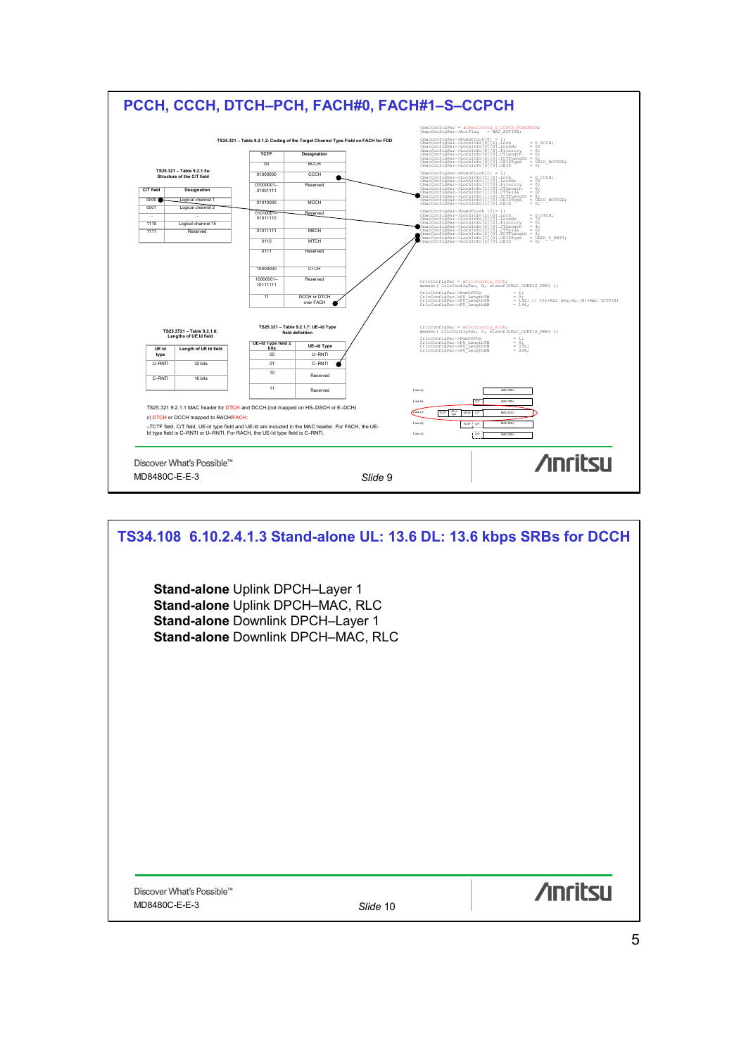## PCCH, CCCH, DTCH–PCH, FACH#0, FACH#1–S–CCPCH

TS25.321 – Table 9.2.1.2: Coding of the Target Channel Type Field on FACH for FDD

| TCTF | Designation |
|---|---|
| 00 | BCCH |
| 01000000 | CCCH |
| 01000001–01001111 | Reserved |
| 01010000 | MCCH |
| 01010001–01011110 | Reserved |
| 01011111 | MSCH |
| 0110 | MTCH |
| 0111 | Reserved |
| 10000000 | CTCH |
| 10000001–10111111 | Reserved |
| 11 | DCCH or DTCH over FACH |

TS25.321 – Table 9.2.1.5a: Structure of the C/T field

| C/T field | Designation |
|---|---|
| 0000 | Logical channel 1 |
| 0001 | Logical channel 2 |
| ... | ... |
| 1110 | Logical channel 15 |
| 1111 | Reserved |

TS25.321 – Table 9.2.1.7: UE-Id Type field definition

| UE-Id Type field 2 bits | UE-Id Type |
|---|---|
| 00 | U-RNTI |
| 01 | C-RNTI |
| 10 | Reserved |
| 11 | Reserved |

TS25.321 – Table 9.2.1.6: Lengths of UE Id field

| UE Id type | Length of UE Id field |
|---|---|
| U-RNTI | 32 bits |
| C-RNTI | 16 bits |

```
CmacConfigPar = &CmacConfig_S_CCPCH_PCHxFACH;
CmacConfigPar->ActFlag   = MAC_ACTIVE;

CmacConfigPar->NumOfLoch[0] = 1;
CmacConfigPar->LochInfo[0][0].Loch         = D_PCCH;
CmacConfigPar->LochInfo[0][0].LochNo       = 07
CmacConfigPar->LochInfo[0][0].Priority     = 0;
CmacConfigPar->LochInfo[0][0].CTLength     = 0;
CmacConfigPar->LochInfo[0][0].TCTFLength   = 0;
CmacConfigPar->LochInfo[0][0].UEIDType     = UEID_NOTUSE;
CmacConfigPar->LochInfo[0][0].UEID         = 0;

CmacConfigPar->NumOfLoch[1] = 1;
CmacConfigPar->LochInfo[1][0].Loch         = D_CCCH;
CmacConfigPar->LochInfo[1][0].LochNo       = 07
CmacConfigPar->LochInfo[1][0].Priority     = 0;
CmacConfigPar->LochInfo[1][0].CTLength     = 0;
CmacConfigPar->LochInfo[1][0].CTValue      = 0;
CmacConfigPar->LochInfo[1][0].TCTFLength   = 8;
CmacConfigPar->LochInfo[1][0].UEIDType     = UEID_NOTUSE;
CmacConfigPar->LochInfo[1][0].UEID         = 0;

CmacConfigPar->NumOfLoch [2]= 1;
CmacConfigPar->LochInfo[2][0].Loch         = D_DTCH;
CmacConfigPar->LochInfo[2][0].LochNo       = 17
CmacConfigPar->LochInfo[2][0].Priority     = 0;
CmacConfigPar->LochInfo[2][0].CTLength     = 4;
CmacConfigPar->LochInfo[2][0].CTValue      = 0;
CmacConfigPar->LochInfo[2][0].TCTFLength   = 2;
CmacConfigPar->LochInfo[2][0].UEIDType     = UEID_C_RNTI;
CmacConfigPar->LochInfo[2][0].UEID         = 0;

CrlcConfigPar = &CrlcConfig_CCCH;
memset( CrlcConfigPar, 0, sizeof(CRLC_CONFIG_PAR) );

CrlcConfigPar->NumOfPUs       = 1;
CrlcConfigPar->PU_LengthTM    = 0;
CrlcConfigPar->PU_LengthUM    = 152; // 152+RLC Seq.No.(8)+Mac TCTF(8)
CrlcConfigPar->PU_LengthAM    = 144;

CrlcConfigPar = &CrlcConfig_PCCH;
memset( CrlcConfigPar, 0, sizeof(CRLC_CONFIG_PAR) );

CrlcConfigPar->NumOfPUs       = 1;
CrlcConfigPar->PU_LengthTM    = 0;
CrlcConfigPar->PU_LengthUM    = 232;
CrlcConfigPar->PU_LengthAM    = 224;
```

TS25.321 9.2.1.1 MAC header for DTCH and DCCH (not mapped on HS-DSCH or E-DCH)

c) DTCH or DCCH mapped to RACH/FACH:

–TCTF field, C/T field, UE-Id type field and UE-Id are included in the MAC header. For FACH, the UE-Id type field is C-RNTI or U-RNTI. For RACH, the UE-Id type field is C-RNTI.

Slide 9

## TS34.108 6.10.2.4.1.3 Stand-alone UL: 13.6 DL: 13.6 kbps SRBs for DCCH

**Stand-alone** Uplink DPCH–Layer 1
**Stand-alone** Uplink DPCH–MAC, RLC
**Stand-alone** Downlink DPCH–Layer 1
**Stand-alone** Downlink DPCH–MAC, RLC

Slide 10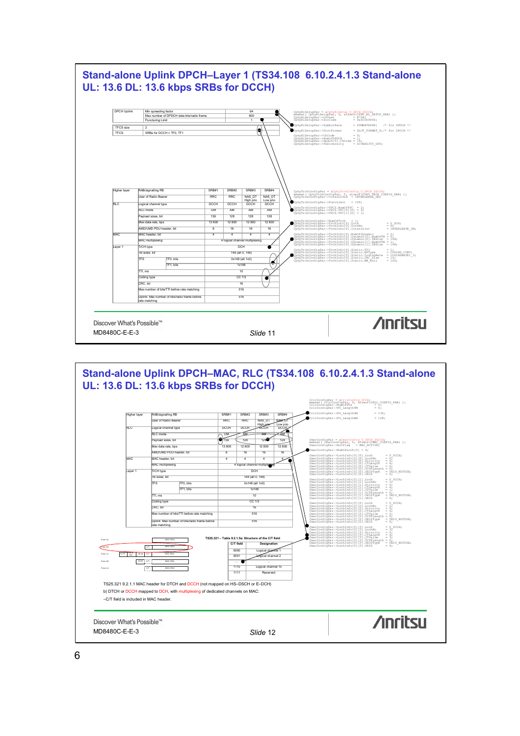## Stand-alone Uplink DPCH–Layer 1 (TS34.108 6.10.2.4.1.3 Stand-alone UL: 13.6 DL: 13.6 kbps SRBs for DCCH)

| DPCH Uplink | Min spreading factor | 64 |
|---|---|---|
| | Max number of DPDCH data bits/radio frame | 600 |
| | Puncturing Limit | 1 |

| TFCS size | 2 |
|---|---|
| TFCS | SRBs for DCCH = TF0, TF1 |

```
CphyRlSetupPar = &CphyRlSetup_U_DPCH_DCCH;
memset( CphyRlSetupPar, 0, sizeof(CPHY_RL_SETUP_PAR) );
CphyRlSetupPar->Offset          = 8704;
CphyRlSetupPar->ScrCode         = 0x01000000;
CphyRlSetupPar->SymbolRate      = SYMRATE60K;   /* for DPDCH */
CphyRlSetupPar->SlotFormat      = SLOT_FORMAT_0;/* for DPCCH */
CphyRlSetupPar->ChCode          = 0;
CphyRlSetupPar->NumOfDPDCH      = 1;
CphyRlSetupPar->Updch[0].ChCode = 16;
CphyRlSetupPar->TxDiversity     = DIVERSITY_OFF;
```

| Higher layer | RAB/signalling RB | SRB#1 | SRB#2 | SRB#3 | SRB#4 |
|---|---|---|---|---|---|
| | User of Radio Bearer | RRC | RRC | NAS_DT High prio | NAS_DT Low prio |
| RLC | Logical channel type | DCCH | DCCH | DCCH | DCCH |
| | RLC mode | UM | AM | AM | AM |
| | Payload sizes, bit | 136 | 128 | 128 | 128 |
| | Max data rate, bps | 13 600 | 12 800 | 12 800 | 12 800 |
| | AMD/UMD PDU header, bit | 8 | 16 | 16 | 16 |
| MAC | MAC header, bit | 4 | 4 | 4 | 4 |
| | MAC multiplexing | 4 logical channel multiplexing | | | |
| Layer 1 | TrCH type | DCH | | | |
| | TB sizes, bit | 148 (alt 0, 148) | | | |
| | TFS TF0, bits | 0x148 (alt 1x0) | | | |
| | TFS TF1, bits | 1x148 | | | |
| | TTI, ms | 10 | | | |
| | Coding type | CC 1/3 | | | |
| | CRC, bit | 16 | | | |
| | Max number of bits/TTI before rate matching | 516 | | | |
| | Uplink: Max number of bits/radio frame before rate matching | 516 | | | |

```
CphyTrchConfigPar = &CphyTrchConfig_U_DPCH_DCCH;
memset( CphyTrchConfigPar, 0, sizeof(CPHY_TRCH_CONFIG_PAR) );
CphyTrchConfigPar->InterLv2nd   = INTERLEAVE_ON;
CphyTrchConfigPar->PuncLimit    = 100;
CphyTrchConfigPar->TFCS.NumOfTFC    = 2;
CphyTrchConfigPar->TFCS.TFC[0][0]   = 0;
CphyTrchConfigPar->TFCS.TFC[1][0]   = 1;
CphyTrchConfigPar->NumOfTrch    = 1;
CphyTrchConfigPar->TrchInfo[0].Trch         = U_DCH;
CphyTrchConfigPar->TrchInfo[0].TrchNo       = 0;
CphyTrchConfigPar->TrchInfo[0].Interleav    = INTERLEAVE_ON;
CphyTrchConfigPar->TrchInfo[0].NumOfDynamic         = 2;
CphyTrchConfigPar->TrchInfo[0].Dynamic[0].NumOfTB   = 0;
CphyTrchConfigPar->TrchInfo[0].Dynamic[0].TBSize    = 148;
CphyTrchConfigPar->TrchInfo[0].Dynamic[1].NumOfTB   = 1;
CphyTrchConfigPar->TrchInfo[0].Dynamic[1].TBSize    = 148;
CphyTrchConfigPar->TrchInfo[0].Static.TTI           = 1;
CphyTrchConfigPar->TrchInfo[0].Static.EPType        = CODING_CONV;
CphyTrchConfigPar->TrchInfo[0].Static.CodingRate    = CODINGRATE1_3;
CphyTrchConfigPar->TrchInfo[0].Static.CRC_Size      = 16;
CphyTrchConfigPar->TrchInfo[0].Static.RM_Attr       = 160;
```

Discover What's Possible™
MD8480C-E-E-3

## Stand-alone Uplink DPCH–MAC, RLC (TS34.108 6.10.2.4.1.3 Stand-alone UL: 13.6 DL: 13.6 kbps SRBs for DCCH)

```
CrlcConfigPar = &CrlcConfig_DCCH;
memset( CrlcConfigPar, 0, sizeof(CRLC_CONFIG_PAR) );
CrlcConfigPar->NumOfPUs         = 7;
CrlcConfigPar->PU_LengthTM      = 0;
CrlcConfigPar->PU_LengthUM      = 136;
CrlcConfigPar->PU_LengthAM      = 128;
```

| Higher layer | RAB/signalling RB | SRB#1 | SRB#2 | SRB#3 | SRB#4 |
|---|---|---|---|---|---|
| | User of Radio Bearer | RRC | RRC | NAS_DT High prio | NAS_DT Low prio |
| RLC | Logical channel type | DCCH | DCCH | DCCH | DCCH |
| | RLC mode | UM | AM | AM | AM |
| | Payload sizes, bit | 136 | 128 | 128 | 128 |
| | Max data rate, bps | 13 600 | 12 800 | 12 800 | 12 800 |
| | AMD/UMD PDU header, bit | 8 | 16 | 16 | 16 |
| MAC | MAC header, bit | 4 | 4 | 4 | 4 |
| | MAC multiplexing | 4 logical channel multiplexing | | | |
| Layer 1 | TrCH type | DCH | | | |
| | TB sizes, bit | 148 (alt 0, 148) | | | |
| | TFS TF0, bits | 0x148 (alt 1x0) | | | |
| | TFS TF1, bits | 1x148 | | | |
| | TTI, ms | 10 | | | |
| | Coding type | CC 1/3 | | | |
| | CRC, bit | 16 | | | |
| | Max number of bits/TTI before rate matching | 516 | | | |
| | Uplink: Max number of bits/radio frame before rate matching | 516 | | | |

```
CmacConfigPar = &CmacConfig_U_DPCH_DCCH;
memset( CmacConfigPar, 0, sizeof(CMAC_CONFIG_PAR) );
CmacConfigPar->ActFlag          = MAC_ACTIVE;
CmacConfigPar->NumOfLoch[0]     = 4;
CmacConfigPar->LochInfo[0][0].Loch          = U_DCCH;
CmacConfigPar->LochInfo[0][0].LochNo        = 0;
CmacConfigPar->LochInfo[0][0].Priority      = 0;
CmacConfigPar->LochInfo[0][0].CTlength      = 4;
CmacConfigPar->LochInfo[0][0].CTValue       = 0;
CmacConfigPar->LochInfo[0][0].TCTFLength    = 0;
CmacConfigPar->LochInfo[0][0].UEIDType      = UEID_NOTUSE;
CmacConfigPar->LochInfo[0][0].UEID          = 0;
CmacConfigPar->LochInfo[0][1].Loch          = U_DCCH;
CmacConfigPar->LochInfo[0][1].LochNo        = 1;
CmacConfigPar->LochInfo[0][1].Priority      = 0;
CmacConfigPar->LochInfo[0][1].CTlength      = 4;
CmacConfigPar->LochInfo[0][1].CTValue       = 1;
CmacConfigPar->LochInfo[0][1].TCTFLength    = 0;
CmacConfigPar->LochInfo[0][1].UEIDType      = UEID_NOTUSE;
CmacConfigPar->LochInfo[0][1].UEID          = 0;
CmacConfigPar->LochInfo[0][2].Loch          = U_DCCH;
CmacConfigPar->LochInfo[0][2].LochNo        = 2;
CmacConfigPar->LochInfo[0][2].Priority      = 0;
CmacConfigPar->LochInfo[0][2].CTlength      = 4;
CmacConfigPar->LochInfo[0][2].CTValue       = 2;
CmacConfigPar->LochInfo[0][2].TCTFLength    = 0;
CmacConfigPar->LochInfo[0][2].UEIDType      = UEID_NOTUSE;
CmacConfigPar->LochInfo[0][2].UEID          = 0;
CmacConfigPar->LochInfo[0][3].Loch          = U_DCCH;
CmacConfigPar->LochInfo[0][3].LochNo        = 3;
CmacConfigPar->LochInfo[0][3].Priority      = 0;
CmacConfigPar->LochInfo[0][3].CTlength      = 4;
CmacConfigPar->LochInfo[0][3].CTValue       = 3;
CmacConfigPar->LochInfo[0][3].TCTFLength    = 0;
CmacConfigPar->LochInfo[0][3].UEIDType      = UEID_NOTUSE;
CmacConfigPar->LochInfo[0][3].UEID          = 0;
```

TS25.321 – Table 9.2.1.5a: Structure of the C/T field

| C/T field | Designation |
|---|---|
| 0000 | Logical channel 1 |
| 0001 | Logical channel 2 |
| … | … |
| 1110 | Logical channel 15 |
| 1111 | Reserved |

TS25.321 9.2.1.1 MAC header for DTCH and DCCH (not mapped on HS–DSCH or E–DCH)

b) DTCH or DCCH mapped to DCH, with multiplexing of dedicated channels on MAC:

–C/T field is included in MAC header.

Discover What's Possible™
MD8480C-E-E-3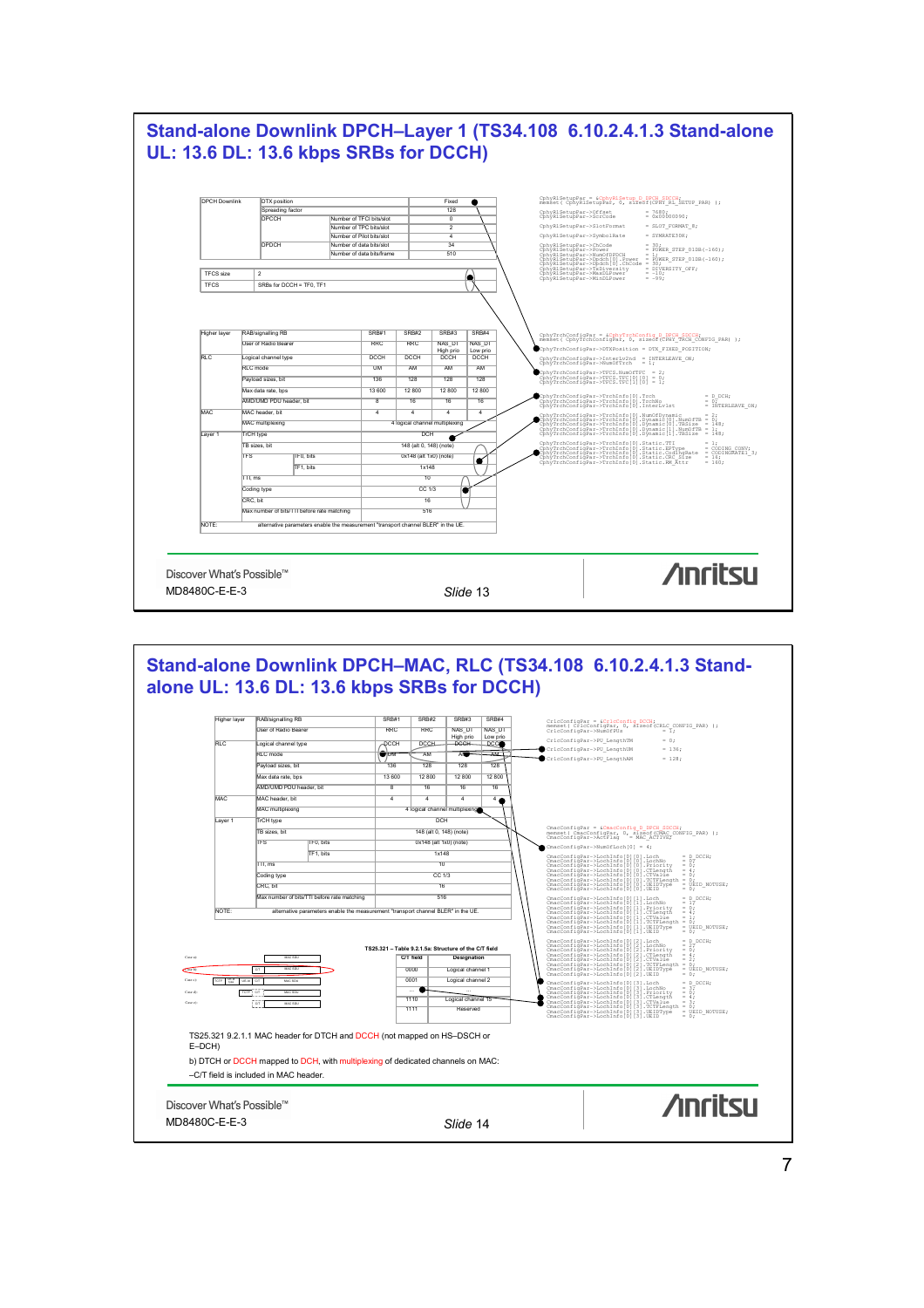## Stand-alone Downlink DPCH–Layer 1 (TS34.108 6.10.2.4.1.3 Stand-alone UL: 13.6 DL: 13.6 kbps SRBs for DCCH)

| DPCH Downlink | DTX position | | Fixed |
|---|---|---|---|
| | Spreading factor | | 128 |
| | DPCCH | Number of TFCI bits/slot | 0 |
| | | Number of TPC bits/slot | 2 |
| | | Number of Pilot bits/slot | 4 |
| | DPDCH | Number of data bits/slot | 34 |
| | | Number of data bits/frame | 510 |

| TFCS size | 2 |
|---|---|
| TFCS | SRBs for DCCH = TF0, TF1 |

| Higher layer | RAB/signalling RB | | SRB#1 | SRB#2 | SRB#3 | SRB#4 |
|---|---|---|---|---|---|---|
| | User of Radio Bearer | | RRC | RRC | NAS_DT High prio | NAS_DT Low prio |
| RLC | Logical channel type | | DCCH | DCCH | DCCH | DCCH |
| | RLC mode | | UM | AM | AM | AM |
| | Payload sizes, bit | | 136 | 128 | 128 | 128 |
| | Max data rate, bps | | 13 600 | 12 800 | 12 800 | 12 800 |
| | AMD/UMD PDU header, bit | | 8 | 16 | 16 | 16 |
| MAC | MAC header, bit | | 4 | 4 | 4 | 4 |
| | MAC multiplexing | | 4 logical channel multiplexing | | | |
| Layer 1 | TrCH type | | DCH | | | |
| | TB sizes, bit | | 148 (alt 0, 148) (note) | | | |
| | TFS | TF0, bits | 0x148 (alt 1x0) (note) | | | |
| | | TF1, bits | 1x148 | | | |
| | TTI, ms | | 10 | | | |
| | Coding type | | CC 1/3 | | | |
| | CRC, bit | | 16 | | | |
| | Max number of bits/TTI before rate matching | | 516 | | | |
| NOTE: | alternative parameters enable the measurement "transport channel BLER" in the UE. | | | | | |

```
CphyRlSetupPar = &CphyRlSetup_D_DPCH_SDCCH;
memset( CphyRlSetupPar, 0, sizeof(CPHY_RL_SETUP_PAR) );
CphyRlSetupPar->Offset          = 7680;
CphyRlSetupPar->ScrCode         = 0x00000090;
CphyRlSetupPar->SlotFormat      = SLOT_FORMAT_8;
CphyRlSetupPar->SymbolRate      = SYMRATE30K;
CphyRlSetupPar->ChCode          = 30;
CphyRlSetupPar->Power           = POWER_STEP_01DB(-160);
CphyRlSetupPar->NumOfDPDCH      = 1;
CphyRlSetupPar->Dpdch[0].Power  = POWER_STEP_01DB(-160);
CphyRlSetupPar->Dpdch[0].ChCode = 30;
CphyRlSetupPar->TxDiversity     = DIVERSITY_OFF;
CphyRlSetupPar->MaxDLPower      = -10;
CphyRlSetupPar->MinDLPower      = -99;

CphyTrchConfigPar = &CphyTrchConfig_D_DPCH_SDCCH;
memset( CphyTrchConfigPar, 0, sizeof(CPHY_TRCH_CONFIG_PAR) );
CphyTrchConfigPar->DTXPosition = DTX_FIXED_POSITION;
CphyTrchConfigPar->Interlv2nd  = INTERLEAVE_ON;
CphyTrchConfigPar->NumOfTrch   = 1;
CphyTrchConfigPar->TFCS.NumOfTFC  = 2;
CphyTrchConfigPar->TFCS.TFC[0][0] = 0;
CphyTrchConfigPar->TFCS.TFC[1][0] = 1;
CphyTrchConfigPar->TrchInfo[0].Trch      = D_DCH;
CphyTrchConfigPar->TrchInfo[0].TrchNo    = 0;
CphyTrchConfigPar->TrchInfo[0].InterLvlst = INTERLEAVE_ON;
CphyTrchConfigPar->TrchInfo[0].NumOfDynamic       = 2;
CphyTrchConfigPar->TrchInfo[0].Dynamic[0].NumOfTB = 0;
CphyTrchConfigPar->TrchInfo[0].Dynamic[0].TBSize  = 148;
CphyTrchConfigPar->TrchInfo[0].Dynamic[1].NumOfTB = 1;
CphyTrchConfigPar->TrchInfo[0].Dynamic[1].TBSize  = 148;
CphyTrchConfigPar->TrchInfo[0].Static.TTI        = 1;
CphyTrchConfigPar->TrchInfo[0].Static.EPType     = CODING_CONV;
CphyTrchConfigPar->TrchInfo[0].Static.CodingRate = CODINGRATE1_3;
CphyTrchConfigPar->TrchInfo[0].Static.CRC_Size   = 16;
CphyTrchConfigPar->TrchInfo[0].Static.RM_Attr    = 160;
```

Discover What's Possible™

MD8480C-E-E-3

*Slide* 13

## Stand-alone Downlink DPCH–MAC, RLC (TS34.108 6.10.2.4.1.3 Stand-alone UL: 13.6 DL: 13.6 kbps SRBs for DCCH)

| Higher layer | RAB/signalling RB | | SRB#1 | SRB#2 | SRB#3 | SRB#4 |
|---|---|---|---|---|---|---|
| | User of Radio Bearer | | RRC | RRC | NAS_DT High prio | NAS_DT Low prio |
| RLC | Logical channel type | | DCCH | DCCH | DCCH | DCCH |
| | RLC mode | | UM | AM | AM | AM |
| | Payload sizes, bit | | 136 | 128 | 128 | 128 |
| | Max data rate, bps | | 13 600 | 12 800 | 12 800 | 12 800 |
| | AMD/UMD PDU header, bit | | 8 | 16 | 16 | 16 |
| MAC | MAC header, bit | | 4 | 4 | 4 | 4 |
| | MAC multiplexing | | 4 logical channel multiplexing | | | |
| Layer 1 | TrCH type | | DCH | | | |
| | TB sizes, bit | | 148 (alt 0, 148) (note) | | | |
| | TFS | TF0, bits | 0x148 (alt 1x0) (note) | | | |
| | | TF1, bits | 1x148 | | | |
| | TTI, ms | | 10 | | | |
| | Coding type | | CC 1/3 | | | |
| | CRC, bit | | 16 | | | |
| | Max number of bits/TTI before rate matching | | 516 | | | |
| NOTE: | alternative parameters enable the measurement "transport channel BLER" in the UE. | | | | | |

```
CrlcConfigPar = &CrlcConfig_DCCH;
memset( CrlcConfigPar, 0, sizeof(CRLC_CONFIG_PAR) );
CrlcConfigPar->NumOfPUs       = 1;
CrlcConfigPar->PU_LengthTM    = 0;
CrlcConfigPar->PU_LengthUM    = 136;
CrlcConfigPar->PU_LengthAM    = 128;

CmacConfigPar = &CmacConfig_D_DPCH_SDCCH;
memset( CmacConfigPar, 0, sizeof(CMAC_CONFIG_PAR) );
CmacConfigPar->ActFlag       = MAC_ACTIVE;
CmacConfigPar->NumOfLoch[0]  = 4;
CmacConfigPar->LochInfo[0][0].Loch        = D_DCCH;
CmacConfigPar->LochInfo[0][0].LochNo      = 0;
CmacConfigPar->LochInfo[0][0].Priority    = 0;
CmacConfigPar->LochInfo[0][0].CTLength    = 4;
CmacConfigPar->LochInfo[0][0].CTValue     = 0;
CmacConfigPar->LochInfo[0][0].TCTFLength  = 0;
CmacConfigPar->LochInfo[0][0].UEIDType    = UEID_NOTUSE;
CmacConfigPar->LochInfo[0][0].UEID        = 0;
CmacConfigPar->LochInfo[0][1].Loch        = D_DCCH;
CmacConfigPar->LochInfo[0][1].LochNo      = 1;
CmacConfigPar->LochInfo[0][1].Priority    = 0;
CmacConfigPar->LochInfo[0][1].CTLength    = 4;
CmacConfigPar->LochInfo[0][1].CTValue     = 1;
CmacConfigPar->LochInfo[0][1].TCTFLength  = 0;
CmacConfigPar->LochInfo[0][1].UEIDType    = UEID_NOTUSE;
CmacConfigPar->LochInfo[0][1].UEID        = 0;
CmacConfigPar->LochInfo[0][2].Loch        = D_DCCH;
CmacConfigPar->LochInfo[0][2].LochNo      = 2;
CmacConfigPar->LochInfo[0][2].Priority    = 0;
CmacConfigPar->LochInfo[0][2].CTLength    = 4;
CmacConfigPar->LochInfo[0][2].CTValue     = 2;
CmacConfigPar->LochInfo[0][2].TCTFLength  = 0;
CmacConfigPar->LochInfo[0][2].UEIDType    = UEID_NOTUSE;
CmacConfigPar->LochInfo[0][2].UEID        = 0;
CmacConfigPar->LochInfo[0][3].Loch        = D_DCCH;
CmacConfigPar->LochInfo[0][3].LochNo      = 3;
CmacConfigPar->LochInfo[0][3].Priority    = 0;
CmacConfigPar->LochInfo[0][3].CTLength    = 4;
CmacConfigPar->LochInfo[0][3].CTValue     = 3;
CmacConfigPar->LochInfo[0][3].TCTFLength  = 0;
CmacConfigPar->LochInfo[0][3].UEIDType    = UEID_NOTUSE;
CmacConfigPar->LochInfo[0][3].UEID        = 0;
```

TS25.321 – Table 9.2.1.5a: Structure of the C/T field

| C/T field | Designation |
|---|---|
| 0000 | Logical channel 1 |
| 0001 | Logical channel 2 |
| ... | ... |
| 1110 | Logical channel 15 |
| 1111 | Reserved |

TS25.321 9.2.1.1 MAC header for DTCH and DCCH (not mapped on HS-DSCH or E-DCH)

b) DTCH or DCCH mapped to DCH, with multiplexing of dedicated channels on MAC:

–C/T field is included in MAC header.

Discover What's Possible™

MD8480C-E-E-3

*Slide* 14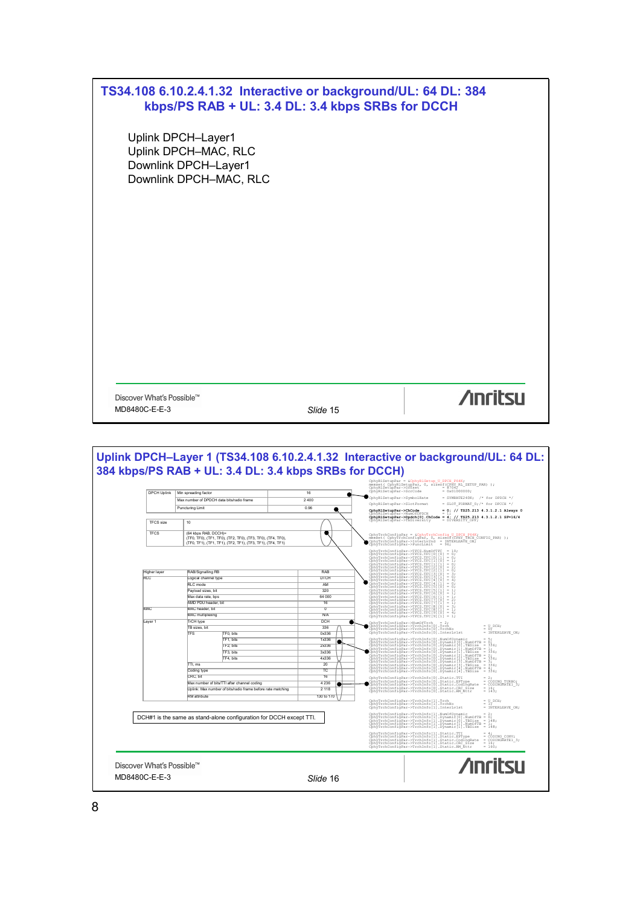## TS34.108 6.10.2.4.1.32 Interactive or background/UL: 64 DL: 384 kbps/PS RAB + UL: 3.4 DL: 3.4 kbps SRBs for DCCH

- Uplink DPCH–Layer1
- Uplink DPCH–MAC, RLC
- Downlink DPCH–Layer1
- Downlink DPCH–MAC, RLC

Discover What's Possible™
MD8480C-E-E-3
*Slide* 15

---

## Uplink DPCH–Layer 1 (TS34.108 6.10.2.4.1.32 Interactive or background/UL: 64 DL: 384 kbps/PS RAB + UL: 3.4 DL: 3.4 kbps SRBs for DCCH)

| DPCH Uplink | Min spreading factor | 16 |
|---|---|---|
| | Max number of DPDCH data bits/radio frame | 2 400 |
| | Puncturing Limit | 0.96 |

| TFCS size | 10 |
|---|---|
| TFCS | (64 kbps RAB, DCCH)= (TF0, TF0), (TF1, TF0), (TF2, TF0), (TF3, TF0), (TF4, TF0), (TF0, TF1), (TF1, TF1), (TF2, TF1), (TF3, TF1), (TF4, TF1) |

| Higher layer | RAB/Signalling RB | | RAB |
|---|---|---|---|
| RLC | Logical channel type | | DTCH |
| | RLC mode | | AM |
| | Payload sizes, bit | | 320 |
| | Max data rate, bps | | 64 000 |
| | AMD PDU header, bit | | 16 |
| MAC | MAC header, bit | | 0 |
| | MAC multiplexing | | N/A |
| Layer 1 | TrCH type | | DCH |
| | TB sizes, bit | | 336 |
| | TFS | TF0, bits | 0x336 |
| | | TF1, bits | 1x336 |
| | | TF2, bits | 2x336 |
| | | TF3, bits | 3x336 |
| | | TF4, bits | 4x336 |
| | TTI, ms | | 20 |
| | Coding type | | TC |
| | CRC, bit | | 16 |
| | Max number of bits/TTI after channel coding | | 4 236 |
| | Uplink: Max number of bits/radio frame before rate matching | | 2 118 |
| | RM attribute | | 130 to 170 |

DCH#1 is the same as stand-alone configuration for DCCH except TTI.

```
CphyRlSetupPar = &CphyRlSetup_U_DPCH_P64K;
memset( CphyRlSetupPar, 0, sizeof(CPHY_RL_SETUP_PAR) );
CphyRlSetupPar->Offset          = 8704;
CphyRlSetupPar->ScrCode         = 0x01000000;

CphyRlSetupPar->SymbolRate      = SYMRATE240K;  /* for DPDCH */
CphyRlSetupPar->SlotFormat      = SLOT_FORMAT_0;/* for DPCCH */

CphyRlSetupPar->ChCode          = 0; // TS25.213 4.3.1.2.1 Always 0
CphyRlSetupPar->NumOfDPDCH      = 1;
CphyRlSetupPar->Dpdch[0].ChCode = 4; // TS25.213 4.3.1.2.1 SF=16/4
CphyRlSetupPar->TXDiversity     = DIVERSITY_OFF;

CphyTrchConfigPar = &CphyTrchConfig_U_DPCH_P64K;
memset( CphyTrchConfigPar, 0, sizeof(CPHY_TRCH_CONFIG_PAR) );
CphyTrchConfigPar->Interlv2nd   = INTERLEAVE_ON;
CphyTrchConfigPar->PuncLimit    = 96;

CphyTrchConfigPar->TFCS.NumOfTFC = 10;
CphyTrchConfigPar->TFCS.TFC[0][0] = 0;
CphyTrchConfigPar->TFCS.TFC[0][1] = 0;
CphyTrchConfigPar->TFCS.TFC[1][0] = 1;
CphyTrchConfigPar->TFCS.TFC[1][1] = 0;
CphyTrchConfigPar->TFCS.TFC[2][0] = 2;
CphyTrchConfigPar->TFCS.TFC[2][1] = 0;
CphyTrchConfigPar->TFCS.TFC[3][0] = 3;
CphyTrchConfigPar->TFCS.TFC[3][1] = 0;
CphyTrchConfigPar->TFCS.TFC[4][0] = 4;
CphyTrchConfigPar->TFCS.TFC[4][1] = 0;
CphyTrchConfigPar->TFCS.TFC[5][0] = 0;
CphyTrchConfigPar->TFCS.TFC[5][1] = 1;
CphyTrchConfigPar->TFCS.TFC[6][0] = 1;
CphyTrchConfigPar->TFCS.TFC[6][1] = 1;
CphyTrchConfigPar->TFCS.TFC[7][0] = 2;
CphyTrchConfigPar->TFCS.TFC[7][1] = 1;
CphyTrchConfigPar->TFCS.TFC[8][0] = 3;
CphyTrchConfigPar->TFCS.TFC[8][1] = 1;
CphyTrchConfigPar->TFCS.TFC[9][0] = 4;
CphyTrchConfigPar->TFCS.TFC[9][1] = 1;

CphyTrchConfigPar->NumOfTrch    = 2;
CphyTrchConfigPar->TrchInfo[0].Trch       = U_DCH;
CphyTrchConfigPar->TrchInfo[0].TrchNo     = 0T;
CphyTrchConfigPar->TrchInfo[0].Interlv1st = INTERLEAVE_ON;

CphyTrchConfigPar->TrchInfo[0].NumOfDynamic        = 5;
CphyTrchConfigPar->TrchInfo[0].Dynamic[0].NumOfTB  = 0;
CphyTrchConfigPar->TrchInfo[0].Dynamic[0].TBSize   = 336;
CphyTrchConfigPar->TrchInfo[0].Dynamic[1].NumOfTB  = 1;
CphyTrchConfigPar->TrchInfo[0].Dynamic[1].TBSize   = 336;
CphyTrchConfigPar->TrchInfo[0].Dynamic[2].NumOfTB  = 2;
CphyTrchConfigPar->TrchInfo[0].Dynamic[2].TBSize   = 336;
CphyTrchConfigPar->TrchInfo[0].Dynamic[3].NumOfTB  = 3;
CphyTrchConfigPar->TrchInfo[0].Dynamic[3].TBSize   = 336;
CphyTrchConfigPar->TrchInfo[0].Dynamic[4].NumOfTB  = 4;
CphyTrchConfigPar->TrchInfo[0].Dynamic[4].TBSize   = 336;

CphyTrchConfigPar->TrchInfo[0].Static.TTI          = 2;
CphyTrchConfigPar->TrchInfo[0].Static.EPType       = CODING_TURBO;
CphyTrchConfigPar->TrchInfo[0].Static.CodingRate   = CODINGRATE1_3;
CphyTrchConfigPar->TrchInfo[0].Static.CRC_Size     = 16;
CphyTrchConfigPar->TrchInfo[0].Static.RM_Attr      = 145;

CphyTrchConfigPar->TrchInfo[1].Trch       = U_DCH;
CphyTrchConfigPar->TrchInfo[1].TrchNo     = 1T;
CphyTrchConfigPar->TrchInfo[1].Interlv1st = INTERLEAVE_ON;

CphyTrchConfigPar->TrchInfo[1].NumOfDynamic        = 2;
CphyTrchConfigPar->TrchInfo[1].Dynamic[0].NumOfTB  = 0;
CphyTrchConfigPar->TrchInfo[1].Dynamic[0].TBSize   = 148;
CphyTrchConfigPar->TrchInfo[1].Dynamic[1].NumOfTB  = 1;
CphyTrchConfigPar->TrchInfo[1].Dynamic[1].TBSize   = 148;

CphyTrchConfigPar->TrchInfo[1].Static.TTI          = 4;
CphyTrchConfigPar->TrchInfo[1].Static.EPType       = CODING_CONV;
CphyTrchConfigPar->TrchInfo[1].Static.CodingRate   = CODINGRATE1_3;
CphyTrchConfigPar->TrchInfo[1].Static.CRC_Size     = 16;
CphyTrchConfigPar->TrchInfo[1].Static.RM_Attr      = 160;
```

Discover What's Possible™
MD8480C-E-E-3
*Slide* 16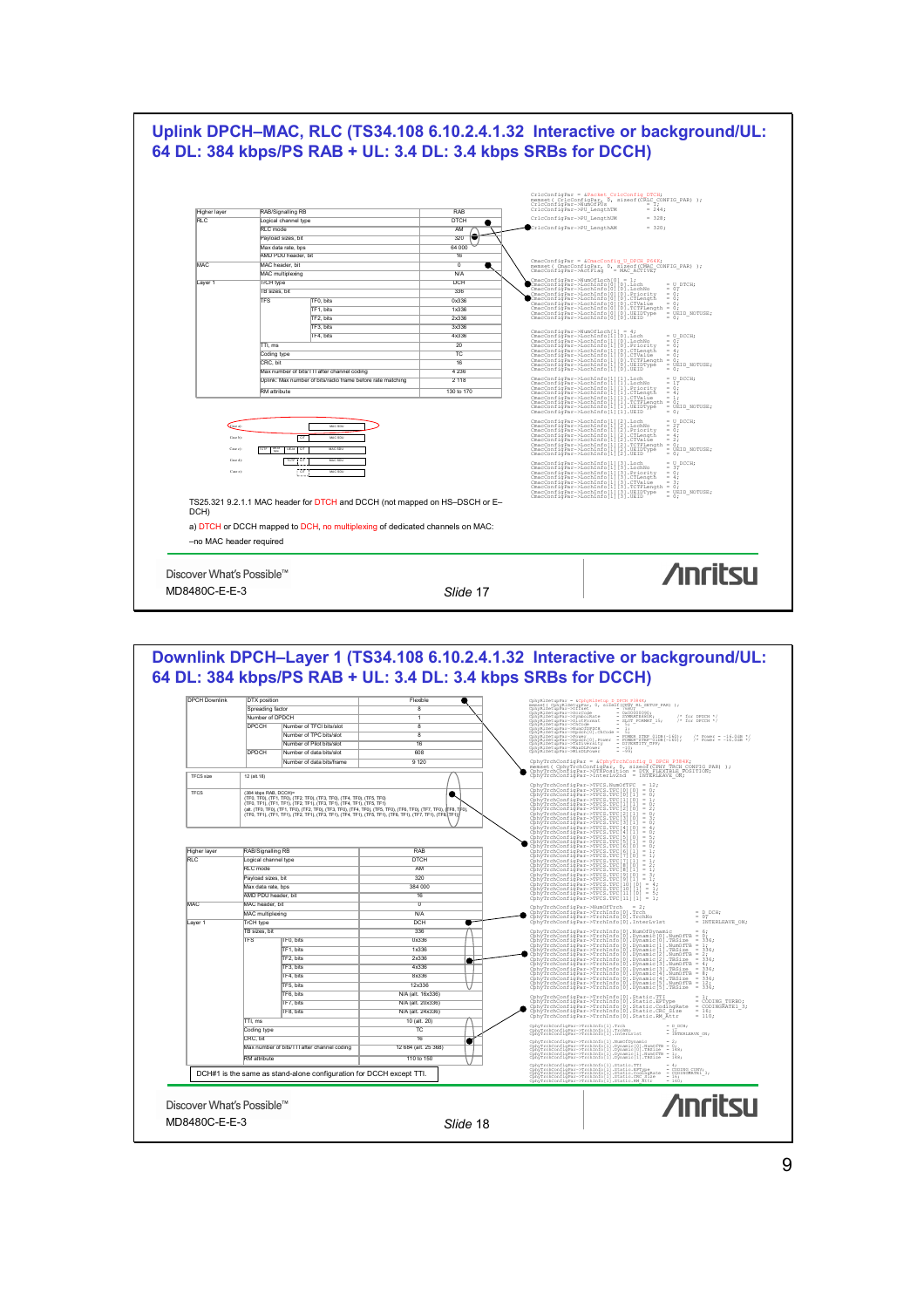# Uplink DPCH–MAC, RLC (TS34.108 6.10.2.4.1.32 Interactive or background/UL: 64 DL: 384 kbps/PS RAB + UL: 3.4 DL: 3.4 kbps SRBs for DCCH)

| Higher layer | RAB/Signalling RB | | RAB |
|---|---|---|---|
| RLC | Logical channel type | | DTCH |
| | RLC mode | | AM |
| | Payload sizes, bit | | 320 |
| | Max data rate, bps | | 64 000 |
| | AMD PDU header, bit | | 16 |
| MAC | MAC header, bit | | 0 |
| | MAC multiplexing | | N/A |
| Layer 1 | TrCH type | | DCH |
| | TB sizes, bit | | 336 |
| | TFS | TF0, bits | 0x336 |
| | | TF1, bits | 1x336 |
| | | TF2, bits | 2x336 |
| | | TF3, bits | 3x336 |
| | | TF4, bits | 4x336 |
| | TTI, ms | | 20 |
| | Coding type | | TC |
| | CRC, bit | | 16 |
| | Max number of bits/TTI after channel coding | | 4 236 |
| | Uplink: Max number of bits/radio frame before rate matching | | 2 118 |
| | RM attribute | | 130 to 170 |

```
CrlcConfigPar = &Packet_CrlcConfig_DTCH;
memset( CrlcConfigPar, 0, sizeof(CRLC_CONFIG_PAR) );
CrlcConfigPar->NumOfPUs          = 7;
CrlcConfigPar->PU_LengthTM       = 244;
CrlcConfigPar->PU_LengthUM       = 328;
CrlcConfigPar->PU_LengthAM       = 320;

CmacConfigPar = &CmacConfig_U_DCH_P64K;
memset( CmacConfigPar, 0, sizeof(CMAC_CONFIG_PAR) );
CmacConfigPar->ActFlag    = MAC_ACTIVE;

CmacConfigPar->NumOfLoch[0] = 1;
CmacConfigPar->LochInfo[0][0].Loch          = U_DTCH;
CmacConfigPar->LochInfo[0][0].LochNo        = 0;
CmacConfigPar->LochInfo[0][0].Priority      = 0;
CmacConfigPar->LochInfo[0][0].CTLength      = 0;
CmacConfigPar->LochInfo[0][0].CTValue       = 0;
CmacConfigPar->LochInfo[0][0].TCTFLength    = 0;
CmacConfigPar->LochInfo[0][0].UEIDType      = UEID_NOTUSE;
CmacConfigPar->LochInfo[0][0].UEID          = 0;

CmacConfigPar->NumOfLoch[1] = 4;
CmacConfigPar->LochInfo[1][0].Loch          = U_DCCH;
CmacConfigPar->LochInfo[1][0].LochNo        = 0;
CmacConfigPar->LochInfo[1][0].Priority      = 0;
CmacConfigPar->LochInfo[1][0].CTLength      = 4;
CmacConfigPar->LochInfo[1][0].CTValue       = 0;
CmacConfigPar->LochInfo[1][0].TCTFLength    = 0;
CmacConfigPar->LochInfo[1][0].UEIDType      = UEID_NOTUSE;
CmacConfigPar->LochInfo[1][0].UEID          = 0;

CmacConfigPar->LochInfo[1][1].Loch          = U_DCCH;
CmacConfigPar->LochInfo[1][1].LochNo        = 1;
CmacConfigPar->LochInfo[1][1].Priority      = 0;
CmacConfigPar->LochInfo[1][1].CTLength      = 4;
CmacConfigPar->LochInfo[1][1].CTValue       = 1;
CmacConfigPar->LochInfo[1][1].TCTFLength    = 0;
CmacConfigPar->LochInfo[1][1].UEIDType      = UEID_NOTUSE;
CmacConfigPar->LochInfo[1][1].UEID          = 0;

CmacConfigPar->LochInfo[1][2].Loch          = U_DCCH;
CmacConfigPar->LochInfo[1][2].LochNo        = 2;
CmacConfigPar->LochInfo[1][2].Priority      = 0;
CmacConfigPar->LochInfo[1][2].CTLength      = 4;
CmacConfigPar->LochInfo[1][2].CTValue       = 2;
CmacConfigPar->LochInfo[1][2].TCTFLength    = 0;
CmacConfigPar->LochInfo[1][2].UEIDType      = UEID_NOTUSE;
CmacConfigPar->LochInfo[1][2].UEID          = 0;

CmacConfigPar->LochInfo[1][3].Loch          = U_DCCH;
CmacConfigPar->LochInfo[1][3].LochNo        = 3;
CmacConfigPar->LochInfo[1][3].Priority      = 0;
CmacConfigPar->LochInfo[1][3].CTLength      = 4;
CmacConfigPar->LochInfo[1][3].CTValue       = 3;
CmacConfigPar->LochInfo[1][3].TCTFLength    = 0;
CmacConfigPar->LochInfo[1][3].UEIDType      = UEID_NOTUSE;
CmacConfigPar->LochInfo[1][3].UEID          = 0;
```

TS25.321 9.2.1.1 MAC header for DTCH and DCCH (not mapped on HS–DSCH or E–DCH)

a) DTCH or DCCH mapped to DCH, no multiplexing of dedicated channels on MAC:

–no MAC header required

Discover What's Possible™

MD8480C-E-E-3

*Slide* 17

# Downlink DPCH–Layer 1 (TS34.108 6.10.2.4.1.32 Interactive or background/UL: 64 DL: 384 kbps/PS RAB + UL: 3.4 DL: 3.4 kbps SRBs for DCCH)

| DPCH Downlink | DTX position | | Flexible |
|---|---|---|---|
| | Spreading factor | | 8 |
| | Number of DPDCH | | 1 |
| | DPCCH | Number of TFCI bits/slot | 8 |
| | | Number of TPC bits/slot | 8 |
| | | Number of Pilot bits/slot | 16 |
| | DPDCH | Number of data bits/slot | 608 |
| | | Number of data bits/frame | 9 120 |

| TFCS size | 12 (alt.16) |
|---|---|
| TFCS | (384 kbps RAB, DCCH)= (TF0, TF0), (TF1, TF0), (TF2, TF0), (TF3, TF0), (TF4, TF0), (TF5, TF0) (TF0, TF1), (TF1, TF1), (TF2, TF1), (TF3, TF1), (TF4, TF1), (TF5, TF1) (alt. (TF0, TF0), (TF1, TF0), (TF2, TF0), (TF3, TF0), (TF4, TF0), (TF5, TF0), (TF6, TF0), (TF7, TF0), (TF8, TF0), (TF0, TF1), (TF1, TF1), (TF2, TF1), (TF3, TF1), (TF4, TF1), (TF5, TF1), (TF6, TF1), (TF7, TF1), (TF8, TF1)) |

| Higher layer | RAB/Signalling RB | | RAB |
|---|---|---|---|
| RLC | Logical channel type | | DTCH |
| | RLC mode | | AM |
| | Payload sizes, bit | | 320 |
| | Max data rate, bps | | 384 000 |
| | AMD PDU header, bit | | 16 |
| MAC | MAC header, bit | | 0 |
| | MAC multiplexing | | N/A |
| Layer 1 | TrCH type | | DCH |
| | TB sizes, bit | | 336 |
| | TFS | TF0, bits | 0x336 |
| | | TF1, bits | 1x336 |
| | | TF2, bits | 2x336 |
| | | TF3, bits | 4x336 |
| | | TF4, bits | 8x336 |
| | | TF5, bits | 12x336 |
| | | TF6, bits | N/A (alt. 16x336) |
| | | TF7, bits | N/A (alt. 20x336) |
| | | TF8, bits | N/A (alt. 24x336) |
| | TTI, ms | | 10 (alt. 20) |
| | Coding type | | TC |
| | CRC, bit | | 16 |
| | Max number of bits/TTI after channel coding | | 12 684 (alt. 25 368) |
| | RM attribute | | 110 to 150 |

DCH#1 is the same as stand-alone configuration for DCCH except TTI.

```
CphyRlSetupPar = &CphyRlSetup_D_DPCH_P384K;
memset( CphyRlSetupPar, 0, sizeof(CPHY_RL_SETUP_PAR) );
CphyRlSetupPar->SpreadingFactor = 8;
CphyRlSetupPar->SlotFormat      = SLOT_FORMAT_15;
CphyRlSetupPar->DpchPower[0].Power = POWER_STEP_SIZE(-16);

CphyTrchConfigPar = &CphyTrchConfig_D_DPCH_P384K;
memset( CphyTrchConfigPar, 0, sizeof(CPHY_TRCH_CONFIG_PAR) );
CphyTrchConfigPar->DTXPosition  = DTX_FLEXIBLE_POSITION;
CphyTrchConfigPar->Interlv2nd   = INTERLEAVE_ON;

CphyTrchConfigPar->TFCS.NumOfTFC = 12;
CphyTrchConfigPar->TFCS.TFC[0][0] = 0;
CphyTrchConfigPar->TFCS.TFC[0][1] = 0;
CphyTrchConfigPar->TFCS.TFC[1][0] = 1;
CphyTrchConfigPar->TFCS.TFC[1][1] = 0;
CphyTrchConfigPar->TFCS.TFC[2][0] = 2;
CphyTrchConfigPar->TFCS.TFC[2][1] = 0;
CphyTrchConfigPar->TFCS.TFC[3][0] = 3;
CphyTrchConfigPar->TFCS.TFC[3][1] = 0;
CphyTrchConfigPar->TFCS.TFC[4][0] = 4;
CphyTrchConfigPar->TFCS.TFC[4][1] = 0;
CphyTrchConfigPar->TFCS.TFC[5][0] = 5;
CphyTrchConfigPar->TFCS.TFC[5][1] = 0;
CphyTrchConfigPar->TFCS.TFC[6][0] = 0;
CphyTrchConfigPar->TFCS.TFC[6][1] = 1;
CphyTrchConfigPar->TFCS.TFC[7][0] = 1;
CphyTrchConfigPar->TFCS.TFC[7][1] = 1;
CphyTrchConfigPar->TFCS.TFC[8][0] = 2;
CphyTrchConfigPar->TFCS.TFC[8][1] = 1;
CphyTrchConfigPar->TFCS.TFC[9][0] = 3;
CphyTrchConfigPar->TFCS.TFC[9][1] = 1;
CphyTrchConfigPar->TFCS.TFC[10][0] = 4;
CphyTrchConfigPar->TFCS.TFC[10][1] = 1;
CphyTrchConfigPar->TFCS.TFC[11][0] = 5;
CphyTrchConfigPar->TFCS.TFC[11][1] = 1;

CphyTrchConfigPar->NumOfTrch = 2;
CphyTrchConfigPar->TrchInfo[0].Trch      = D_DCH;
CphyTrchConfigPar->TrchInfo[0].TrchNo    = 0;
CphyTrchConfigPar->TrchInfo[0].Interlv1st = INTERLEAVE_ON;

CphyTrchConfigPar->TrchInfo[0].NumOfDynamic = 6;
CphyTrchConfigPar->TrchInfo[0].Dynamic[0].NumOfTB = 0;
CphyTrchConfigPar->TrchInfo[0].Dynamic[0].TBSize  = 336;
CphyTrchConfigPar->TrchInfo[0].Dynamic[1].NumOfTB = 1;
CphyTrchConfigPar->TrchInfo[0].Dynamic[1].TBSize  = 336;
CphyTrchConfigPar->TrchInfo[0].Dynamic[2].NumOfTB = 2;
CphyTrchConfigPar->TrchInfo[0].Dynamic[2].TBSize  = 336;
CphyTrchConfigPar->TrchInfo[0].Dynamic[3].NumOfTB = 4;
CphyTrchConfigPar->TrchInfo[0].Dynamic[3].TBSize  = 336;
CphyTrchConfigPar->TrchInfo[0].Dynamic[4].NumOfTB = 8;
CphyTrchConfigPar->TrchInfo[0].Dynamic[4].TBSize  = 336;
CphyTrchConfigPar->TrchInfo[0].Dynamic[5].NumOfTB = 12;
CphyTrchConfigPar->TrchInfo[0].Dynamic[5].TBSize  = 336;

CphyTrchConfigPar->TrchInfo[0].Static.TTI        = 1;
CphyTrchConfigPar->TrchInfo[0].Static.EPType     = CODING_TURBO;
CphyTrchConfigPar->TrchInfo[0].Static.CodingRate = CODINGRATE1_3;
CphyTrchConfigPar->TrchInfo[0].Static.CRC_Size   = 16;
CphyTrchConfigPar->TrchInfo[0].Static.RM_Attr    = 110;
```

Discover What's Possible™

MD8480C-E-E-3

*Slide* 18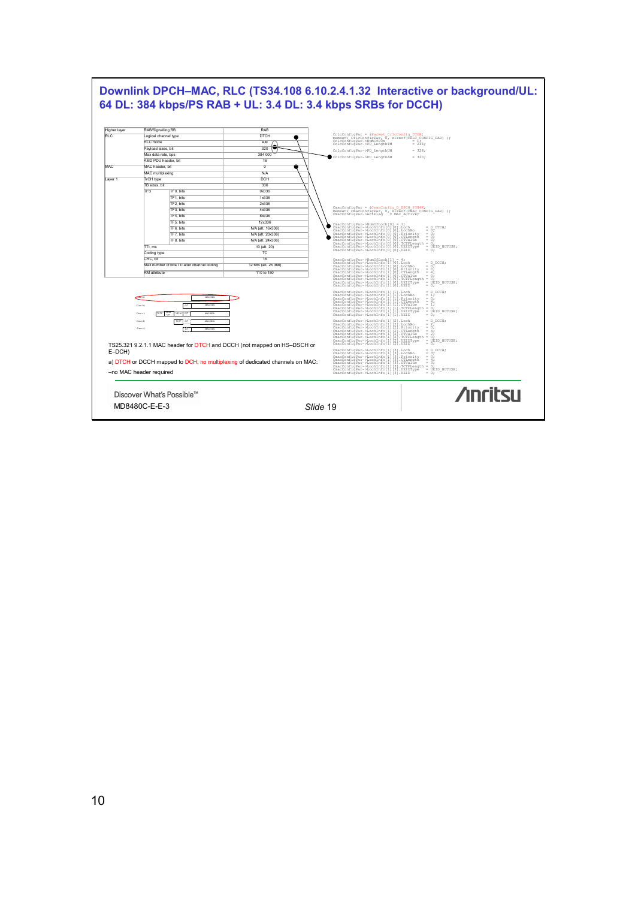# Downlink DPCH–MAC, RLC (TS34.108 6.10.2.4.1.32 Interactive or background/UL: 64 DL: 384 kbps/PS RAB + UL: 3.4 DL: 3.4 kbps SRBs for DCCH)

| Higher layer | RAB/Signalling RB | | RAB |
|---|---|---|---|
| RLC | Logical channel type | | DTCH |
| | RLC mode | | AM |
| | Payload sizes, bit | | 320 |
| | Max data rate, bps | | 384 000 |
| | AMD PDU header, bit | | 16 |
| MAC | MAC header, bit | | 0 |
| | MAC multiplexing | | N/A |
| Layer 1 | TrCH type | | DCH |
| | TB sizes, bit | | 336 |
| | TFS | TF0, bits | 0x336 |
| | | TF1, bits | 1x336 |
| | | TF2, bits | 2x336 |
| | | TF3, bits | 4x336 |
| | | TF4, bits | 8x336 |
| | | TF5, bits | 12x336 |
| | | TF6, bits | N/A (alt. 16x336) |
| | | TF7, bits | N/A (alt. 20x336) |
| | | TF8, bits | N/A (alt. 24x336) |
| | TTI, ms | | 10 (alt. 20) |
| | Coding type | | TC |
| | CRC, bit | | 16 |
| | Max number of bits/TTI after channel coding | | 12 684 (alt. 25 368) |
| | RM attribute | | 110 to 150 |

```
CrlcConfigPar = &Packet_CrlcConfig_DTCH;
memset( CrlcConfigPar, 0, sizeof(CRLC_CONFIG_PAR) );
CrlcConfigPar->NumOfPDUs           = 1;
CrlcConfigPar->PU_LengthTM         = 244;

CrlcConfigPar->PU_LengthUM         = 328;

CrlcConfigPar->PU_LengthAM         = 320;

CmacConfigPar = &CmacConfig_D_DPCH_P384K;
memset( CmacConfigPar, 0, sizeof(CMAC_CONFIG_PAR) );
CmacConfigPar->ActFlag    = MAC_ACTIVE;

CmacConfigPar->NumOfLoch[0] = 1;
CmacConfigPar->LochInfo[0][0].Loch          = D_DTCH;
CmacConfigPar->LochInfo[0][0].LochNo        = 0;
CmacConfigPar->LochInfo[0][0].Priority      = 0;
CmacConfigPar->LochInfo[0][0].CTLength      = 0;
CmacConfigPar->LochInfo[0][0].CTValue       = 0;
CmacConfigPar->LochInfo[0][0].TCTFLength    = 0;
CmacConfigPar->LochInfo[0][0].UEIDType      = UEID_NOTUSE;
CmacConfigPar->LochInfo[0][0].UEID          = 0;

CmacConfigPar->NumOfLoch[1] = 4;
CmacConfigPar->LochInfo[1][0].Loch          = D_DCCH;
CmacConfigPar->LochInfo[1][0].LochNo        = 0;
CmacConfigPar->LochInfo[1][0].Priority      = 0;
CmacConfigPar->LochInfo[1][0].CTLength      = 4;
CmacConfigPar->LochInfo[1][0].CTValue       = 0;
CmacConfigPar->LochInfo[1][0].TCTFLength    = 0;
CmacConfigPar->LochInfo[1][0].UEIDType      = UEID_NOTUSE;
CmacConfigPar->LochInfo[1][0].UEID          = 0;

CmacConfigPar->LochInfo[1][1].Loch          = D_DCCH;
CmacConfigPar->LochInfo[1][1].LochNo        = 1;
CmacConfigPar->LochInfo[1][1].Priority      = 0;
CmacConfigPar->LochInfo[1][1].CTLength      = 4;
CmacConfigPar->LochInfo[1][1].CTValue       = 1;
CmacConfigPar->LochInfo[1][1].TCTFLength    = 0;
CmacConfigPar->LochInfo[1][1].UEIDType      = UEID_NOTUSE;
CmacConfigPar->LochInfo[1][1].UEID          = 0;

CmacConfigPar->LochInfo[1][2].Loch          = D_DCCH;
CmacConfigPar->LochInfo[1][2].LochNo        = 2;
CmacConfigPar->LochInfo[1][2].Priority      = 0;
CmacConfigPar->LochInfo[1][2].CTLength      = 4;
CmacConfigPar->LochInfo[1][2].CTValue       = 2;
CmacConfigPar->LochInfo[1][2].TCTFLength    = 0;
CmacConfigPar->LochInfo[1][2].UEIDType      = UEID_NOTUSE;
CmacConfigPar->LochInfo[1][2].UEID          = 0;

CmacConfigPar->LochInfo[1][3].Loch          = D_DCCH;
CmacConfigPar->LochInfo[1][3].LochNo        = 3;
CmacConfigPar->LochInfo[1][3].Priority      = 0;
CmacConfigPar->LochInfo[1][3].CTLength      = 4;
CmacConfigPar->LochInfo[1][3].CTValue       = 3;
CmacConfigPar->LochInfo[1][3].TCTFLength    = 0;
CmacConfigPar->LochInfo[1][3].UEIDType      = UEID_NOTUSE;
CmacConfigPar->LochInfo[1][3].UEID          = 0;
```

TS25.321 9.2.1.1 MAC header for DTCH and DCCH (not mapped on HS–DSCH or E–DCH)

a) DTCH or DCCH mapped to DCH, no multiplexing of dedicated channels on MAC:

–no MAC header required

Discover What's Possible™

MD8480C-E-E-3

*Slide* 19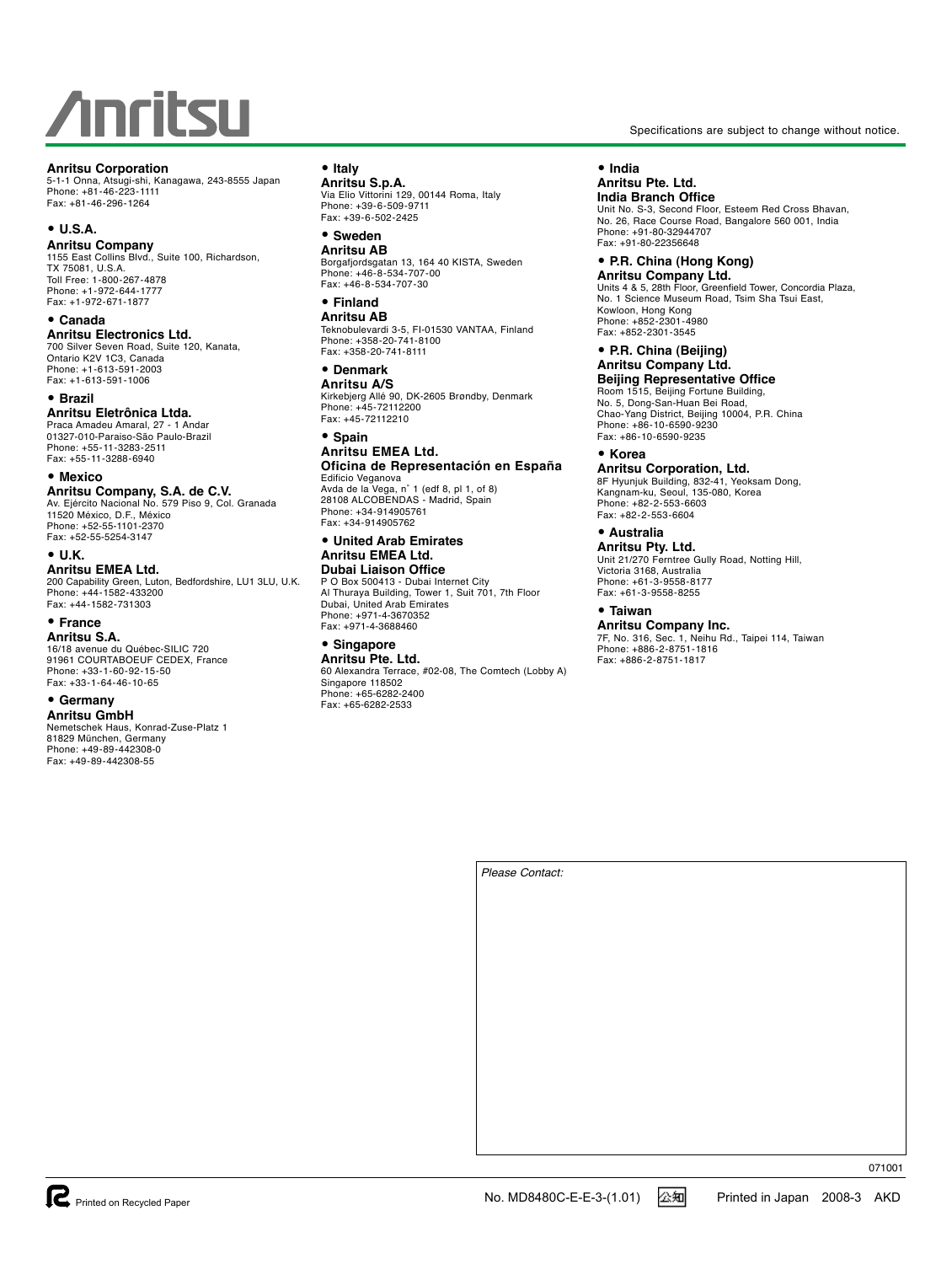# Anritsu

Specifications are subject to change without notice.

**Anritsu Corporation**
5-1-1 Onna, Atsugi-shi, Kanagawa, 243-8555 Japan
Phone: +81-46-223-1111
Fax: +81-46-296-1264

**• U.S.A.**
**Anritsu Company**
1155 East Collins Blvd., Suite 100, Richardson, TX 75081, U.S.A.
Toll Free: 1-800-267-4878
Phone: +1-972-644-1777
Fax: +1-972-671-1877

**• Canada**
**Anritsu Electronics Ltd.**
700 Silver Seven Road, Suite 120, Kanata, Ontario K2V 1C3, Canada
Phone: +1-613-591-2003
Fax: +1-613-591-1006

**• Brazil**
**Anritsu Eletrônica Ltda.**
Praca Amadeu Amaral, 27 - 1 Andar
01327-010-Paraiso-São Paulo-Brazil
Phone: +55-11-3283-2511
Fax: +55-11-3288-6940

**• Mexico**
**Anritsu Company, S.A. de C.V.**
Av. Ejército Nacional No. 579 Piso 9, Col. Granada
11520 México, D.F., México
Phone: +52-55-1101-2370
Fax: +52-55-5254-3147

**• U.K.**
**Anritsu EMEA Ltd.**
200 Capability Green, Luton, Bedfordshire, LU1 3LU, U.K.
Phone: +44-1582-433200
Fax: +44-1582-731303

**• France**
**Anritsu S.A.**
16/18 avenue du Québec-SILIC 720
91961 COURTABOEUF CEDEX, France
Phone: +33-1-60-92-15-50
Fax: +33-1-64-46-10-65

**• Germany**
**Anritsu GmbH**
Nemetschek Haus, Konrad-Zuse-Platz 1
81829 München, Germany
Phone: +49-89-442308-0
Fax: +49-89-442308-55

**• Italy**
**Anritsu S.p.A.**
Via Elio Vittorini 129, 00144 Roma, Italy
Phone: +39-6-509-9711
Fax: +39-6-502-2425

**• Sweden**
**Anritsu AB**
Borgafjordsgatan 13, 164 40 KISTA, Sweden
Phone: +46-8-534-707-00
Fax: +46-8-534-707-30

**• Finland**
**Anritsu AB**
Teknobulevardi 3-5, FI-01530 VANTAA, Finland
Phone: +358-20-741-8100
Fax: +358-20-741-8111

**• Denmark**
**Anritsu A/S**
Kirkebjerg Allé 90, DK-2605 Brøndby, Denmark
Phone: +45-72112200
Fax: +45-72112210

**• Spain**
**Anritsu EMEA Ltd.**
**Oficina de Representación en España**
Edificio Veganova
Avda de la Vega, n˚ 1 (edf 8, pl 1, of 8)
28108 ALCOBENDAS - Madrid, Spain
Phone: +34-914905761
Fax: +34-914905762

**• United Arab Emirates**
**Anritsu EMEA Ltd.**
**Dubai Liaison Office**
P O Box 500413 - Dubai Internet City
Al Thuraya Building, Tower 1, Suit 701, 7th Floor
Dubai, United Arab Emirates
Phone: +971-4-3670352
Fax: +971-4-3688460

**• Singapore**
**Anritsu Pte. Ltd.**
60 Alexandra Terrace, #02-08, The Comtech (Lobby A)
Singapore 118502
Phone: +65-6282-2400
Fax: +65-6282-2533

**• India**
**Anritsu Pte. Ltd.**
**India Branch Office**
Unit No. S-3, Second Floor, Esteem Red Cross Bhavan, No. 26, Race Course Road, Bangalore 560 001, India
Phone: +91-80-32944707
Fax: +91-80-22356648

**• P.R. China (Hong Kong)**
**Anritsu Company Ltd.**
Units 4 & 5, 28th Floor, Greenfield Tower, Concordia Plaza, No. 1 Science Museum Road, Tsim Sha Tsui East, Kowloon, Hong Kong
Phone: +852-2301-4980
Fax: +852-2301-3545

**• P.R. China (Beijing)**
**Anritsu Company Ltd.**
**Beijing Representative Office**
Room 1515, Beijing Fortune Building,
No. 5, Dong-San-Huan Bei Road,
Chao-Yang District, Beijing 10004, P.R. China
Phone: +86-10-6590-9230
Fax: +86-10-6590-9235

**• Korea**
**Anritsu Corporation, Ltd.**
8F Hyunjuk Building, 832-41, Yeoksam Dong, Kangnam-ku, Seoul, 135-080, Korea
Phone: +82-2-553-6603
Fax: +82-2-553-6604

**• Australia**
**Anritsu Pty. Ltd.**
Unit 21/270 Ferntree Gully Road, Notting Hill, Victoria 3168, Australia
Phone: +61-3-9558-8177
Fax: +61-3-9558-8255

**• Taiwan**
**Anritsu Company Inc.**
7F, No. 316, Sec. 1, Neihu Rd., Taipei 114, Taiwan
Phone: +886-2-8751-1816
Fax: +886-2-8751-1817

*Please Contact:*

071001

Printed on Recycled Paper

No. MD8480C-E-E-3-(1.01) 公知 Printed in Japan 2008-3 AKD